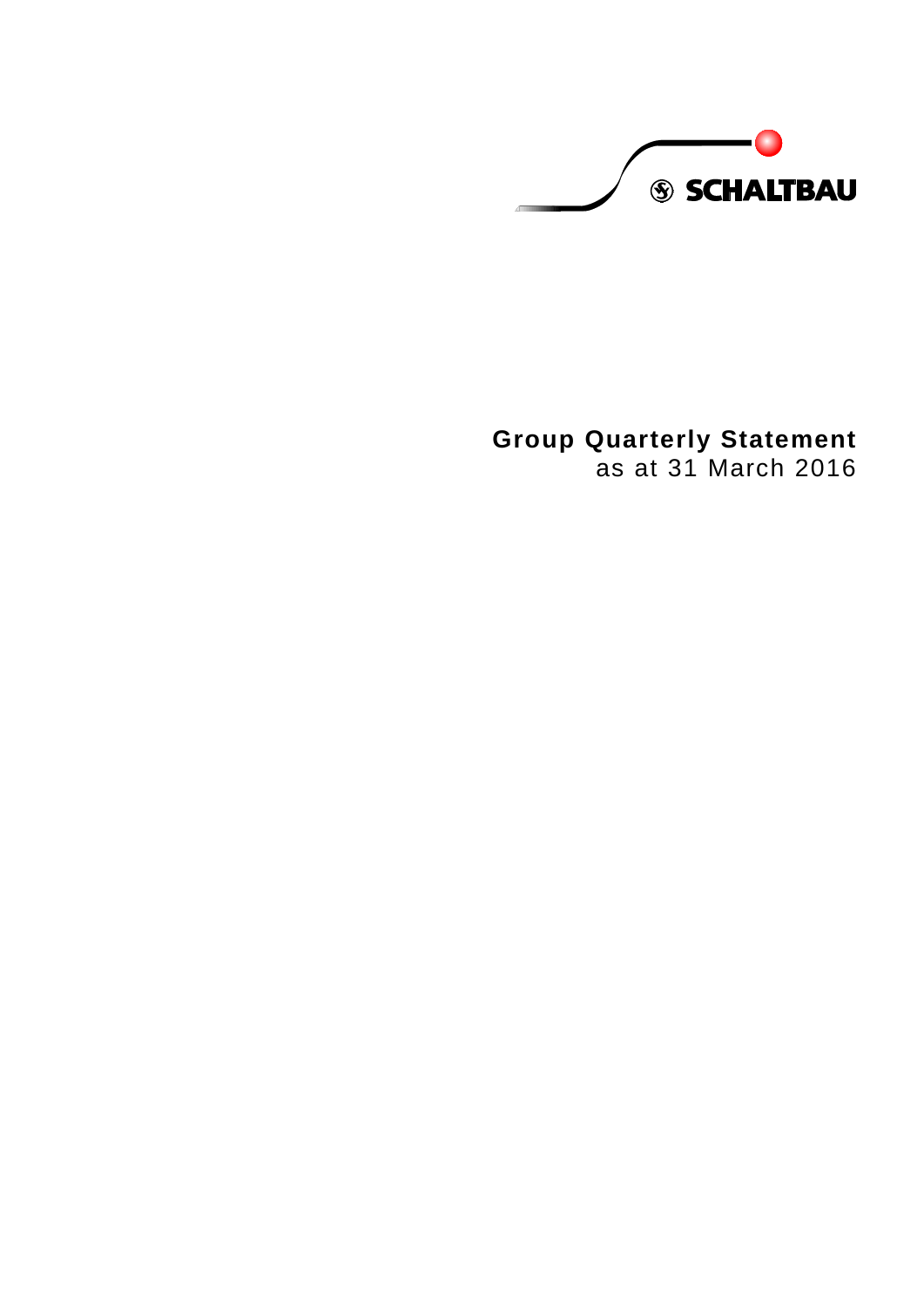SCHALTBAU

# Group Quarterly Statement
as at 31 March 2016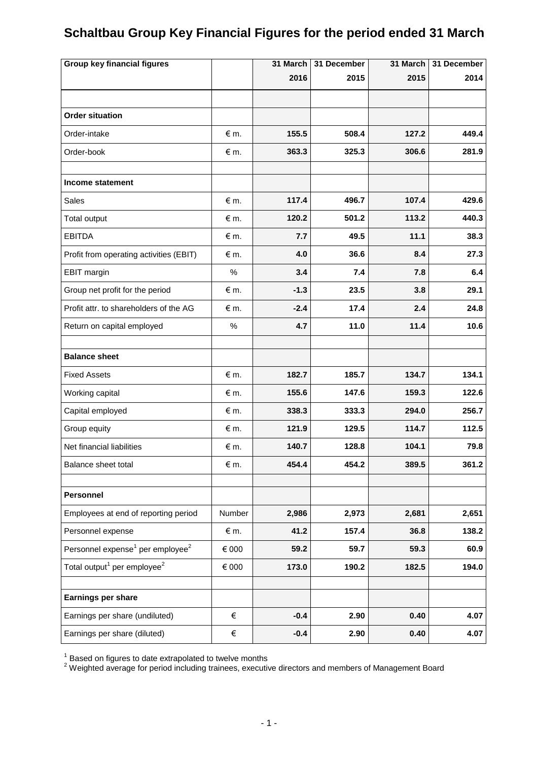# Schaltbau Group Key Financial Figures for the period ended 31 March

| Group key financial figures | | 31 March 2016 | 31 December 2015 | 31 March 2015 | 31 December 2014 |
|---|---|---|---|---|---|
| | | | | | |
| **Order situation** | | | | | |
| Order-intake | € m. | **155.5** | **508.4** | **127.2** | **449.4** |
| Order-book | € m. | **363.3** | **325.3** | **306.6** | **281.9** |
| | | | | | |
| **Income statement** | | | | | |
| Sales | € m. | **117.4** | **496.7** | **107.4** | **429.6** |
| Total output | € m. | **120.2** | **501.2** | **113.2** | **440.3** |
| EBITDA | € m. | **7.7** | **49.5** | **11.1** | **38.3** |
| Profit from operating activities (EBIT) | € m. | **4.0** | **36.6** | **8.4** | **27.3** |
| EBIT margin | % | **3.4** | **7.4** | **7.8** | **6.4** |
| Group net profit for the period | € m. | **-1.3** | **23.5** | **3.8** | **29.1** |
| Profit attr. to shareholders of the AG | € m. | **-2.4** | **17.4** | **2.4** | **24.8** |
| Return on capital employed | % | **4.7** | **11.0** | **11.4** | **10.6** |
| | | | | | |
| **Balance sheet** | | | | | |
| Fixed Assets | € m. | **182.7** | **185.7** | **134.7** | **134.1** |
| Working capital | € m. | **155.6** | **147.6** | **159.3** | **122.6** |
| Capital employed | € m. | **338.3** | **333.3** | **294.0** | **256.7** |
| Group equity | € m. | **121.9** | **129.5** | **114.7** | **112.5** |
| Net financial liabilities | € m. | **140.7** | **128.8** | **104.1** | **79.8** |
| Balance sheet total | € m. | **454.4** | **454.2** | **389.5** | **361.2** |
| | | | | | |
| **Personnel** | | | | | |
| Employees at end of reporting period | Number | **2,986** | **2,973** | **2,681** | **2,651** |
| Personnel expense | € m. | **41.2** | **157.4** | **36.8** | **138.2** |
| Personnel expense[1] per employee[2] | € 000 | **59.2** | **59.7** | **59.3** | **60.9** |
| Total output[1] per employee[2] | € 000 | **173.0** | **190.2** | **182.5** | **194.0** |
| | | | | | |
| **Earnings per share** | | | | | |
| Earnings per share (undiluted) | € | **-0.4** | **2.90** | **0.40** | **4.07** |
| Earnings per share (diluted) | € | **-0.4** | **2.90** | **0.40** | **4.07** |

[1] Based on figures to date extrapolated to twelve months
[2] Weighted average for period including trainees, executive directors and members of Management Board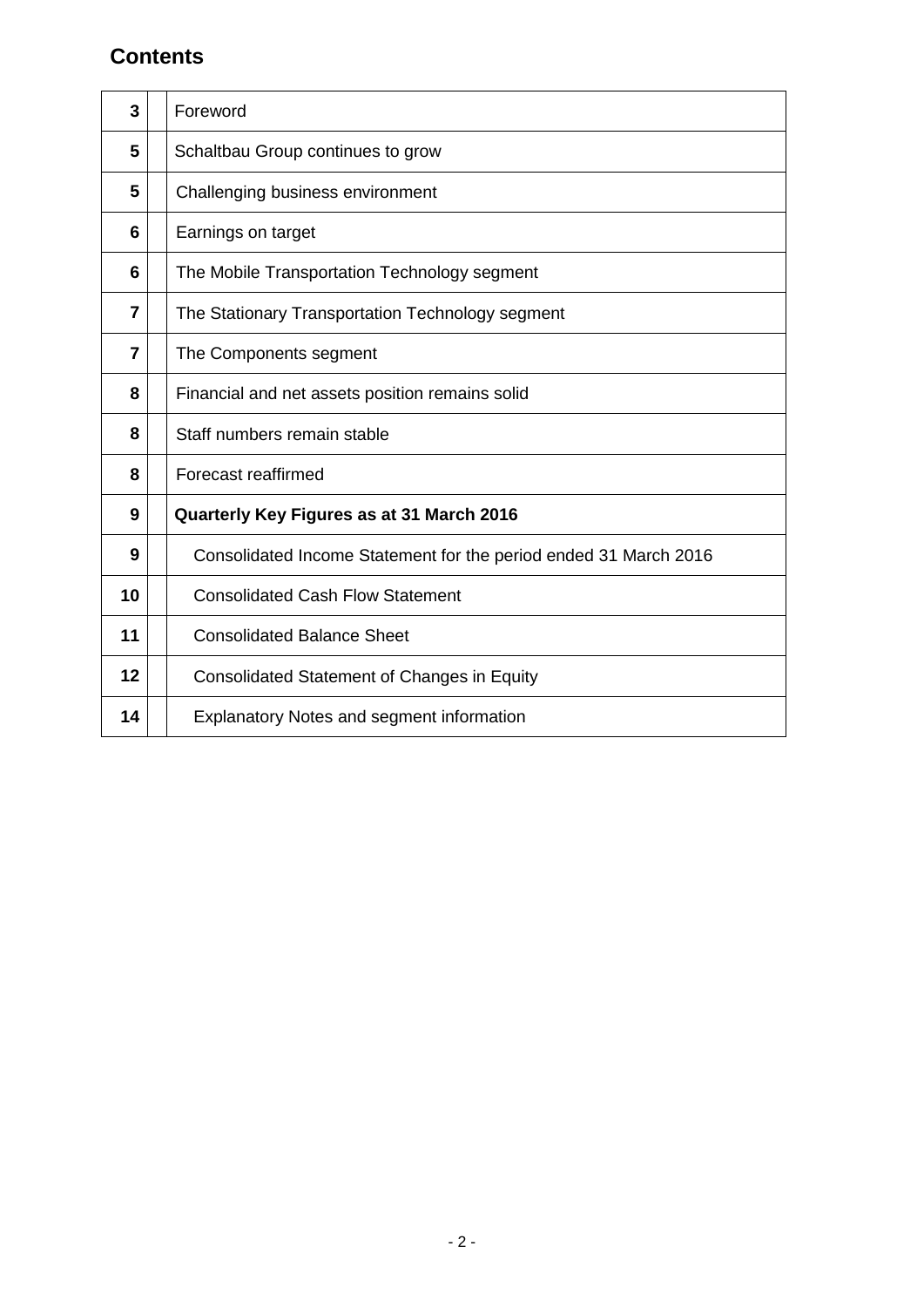# Contents

| | | |
|---|---|---|
| **3** | | Foreword |
| **5** | | Schaltbau Group continues to grow |
| **5** | | Challenging business environment |
| **6** | | Earnings on target |
| **6** | | The Mobile Transportation Technology segment |
| **7** | | The Stationary Transportation Technology segment |
| **7** | | The Components segment |
| **8** | | Financial and net assets position remains solid |
| **8** | | Staff numbers remain stable |
| **8** | | Forecast reaffirmed |
| **9** | | **Quarterly Key Figures as at 31 March 2016** |
| **9** | | Consolidated Income Statement for the period ended 31 March 2016 |
| **10** | | Consolidated Cash Flow Statement |
| **11** | | Consolidated Balance Sheet |
| **12** | | Consolidated Statement of Changes in Equity |
| **14** | | Explanatory Notes and segment information |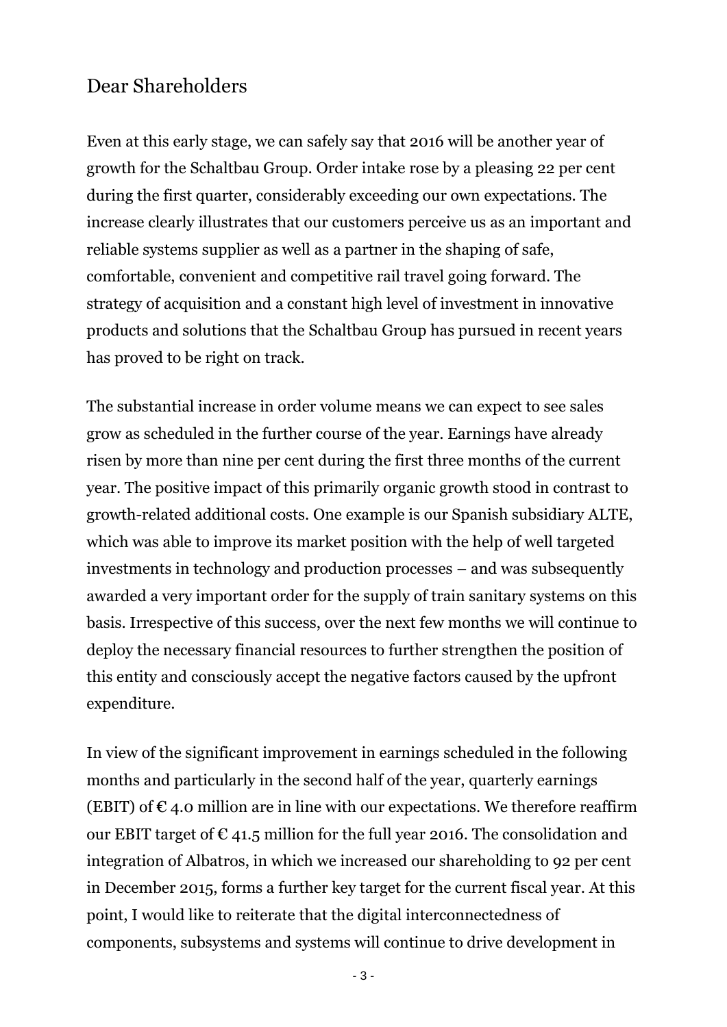## Dear Shareholders

Even at this early stage, we can safely say that 2016 will be another year of growth for the Schaltbau Group. Order intake rose by a pleasing 22 per cent during the first quarter, considerably exceeding our own expectations. The increase clearly illustrates that our customers perceive us as an important and reliable systems supplier as well as a partner in the shaping of safe, comfortable, convenient and competitive rail travel going forward. The strategy of acquisition and a constant high level of investment in innovative products and solutions that the Schaltbau Group has pursued in recent years has proved to be right on track.

The substantial increase in order volume means we can expect to see sales grow as scheduled in the further course of the year. Earnings have already risen by more than nine per cent during the first three months of the current year. The positive impact of this primarily organic growth stood in contrast to growth-related additional costs. One example is our Spanish subsidiary ALTE, which was able to improve its market position with the help of well targeted investments in technology and production processes – and was subsequently awarded a very important order for the supply of train sanitary systems on this basis. Irrespective of this success, over the next few months we will continue to deploy the necessary financial resources to further strengthen the position of this entity and consciously accept the negative factors caused by the upfront expenditure.

In view of the significant improvement in earnings scheduled in the following months and particularly in the second half of the year, quarterly earnings (EBIT) of € 4.0 million are in line with our expectations. We therefore reaffirm our EBIT target of € 41.5 million for the full year 2016. The consolidation and integration of Albatros, in which we increased our shareholding to 92 per cent in December 2015, forms a further key target for the current fiscal year. At this point, I would like to reiterate that the digital interconnectedness of components, subsystems and systems will continue to drive development in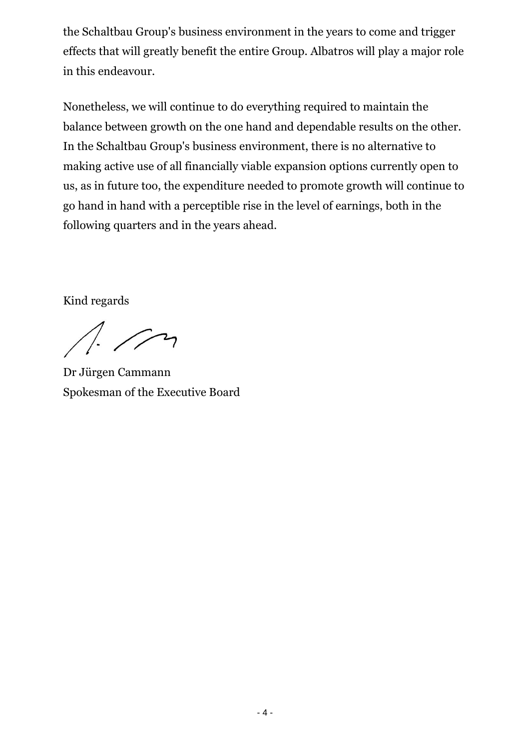the Schaltbau Group's business environment in the years to come and trigger effects that will greatly benefit the entire Group. Albatros will play a major role in this endeavour.

Nonetheless, we will continue to do everything required to maintain the balance between growth on the one hand and dependable results on the other. In the Schaltbau Group's business environment, there is no alternative to making active use of all financially viable expansion options currently open to us, as in future too, the expenditure needed to promote growth will continue to go hand in hand with a perceptible rise in the level of earnings, both in the following quarters and in the years ahead.

Kind regards

Dr Jürgen Cammann
Spokesman of the Executive Board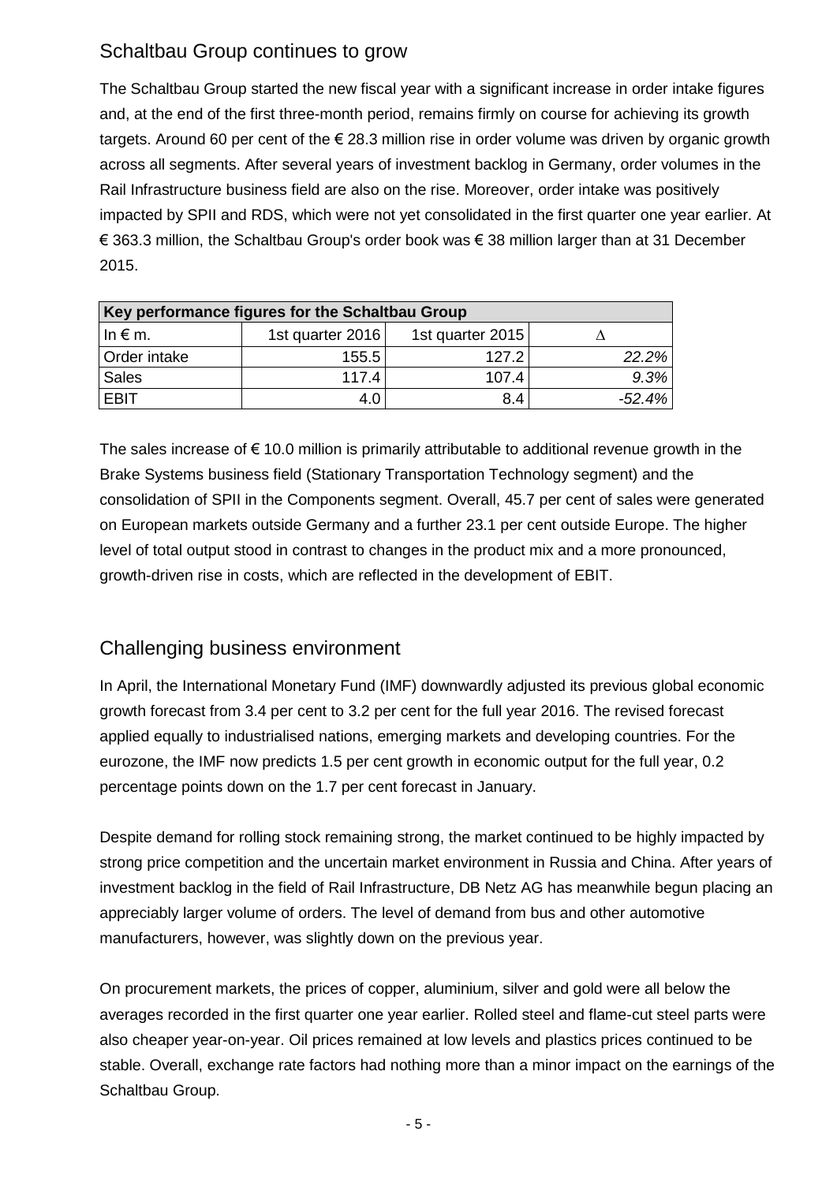## Schaltbau Group continues to grow

The Schaltbau Group started the new fiscal year with a significant increase in order intake figures and, at the end of the first three-month period, remains firmly on course for achieving its growth targets. Around 60 per cent of the € 28.3 million rise in order volume was driven by organic growth across all segments. After several years of investment backlog in Germany, order volumes in the Rail Infrastructure business field are also on the rise. Moreover, order intake was positively impacted by SPII and RDS, which were not yet consolidated in the first quarter one year earlier. At € 363.3 million, the Schaltbau Group's order book was € 38 million larger than at 31 December 2015.

| **Key performance figures for the Schaltbau Group** | | | |
|---|---|---|---|
| In € m. | 1st quarter 2016 | 1st quarter 2015 | Δ |
| Order intake | 155.5 | 127.2 | *22.2%* |
| Sales | 117.4 | 107.4 | *9.3%* |
| EBIT | 4.0 | 8.4 | *-52.4%* |

The sales increase of € 10.0 million is primarily attributable to additional revenue growth in the Brake Systems business field (Stationary Transportation Technology segment) and the consolidation of SPII in the Components segment. Overall, 45.7 per cent of sales were generated on European markets outside Germany and a further 23.1 per cent outside Europe. The higher level of total output stood in contrast to changes in the product mix and a more pronounced, growth-driven rise in costs, which are reflected in the development of EBIT.

## Challenging business environment

In April, the International Monetary Fund (IMF) downwardly adjusted its previous global economic growth forecast from 3.4 per cent to 3.2 per cent for the full year 2016. The revised forecast applied equally to industrialised nations, emerging markets and developing countries. For the eurozone, the IMF now predicts 1.5 per cent growth in economic output for the full year, 0.2 percentage points down on the 1.7 per cent forecast in January.

Despite demand for rolling stock remaining strong, the market continued to be highly impacted by strong price competition and the uncertain market environment in Russia and China. After years of investment backlog in the field of Rail Infrastructure, DB Netz AG has meanwhile begun placing an appreciably larger volume of orders. The level of demand from bus and other automotive manufacturers, however, was slightly down on the previous year.

On procurement markets, the prices of copper, aluminium, silver and gold were all below the averages recorded in the first quarter one year earlier. Rolled steel and flame-cut steel parts were also cheaper year-on-year. Oil prices remained at low levels and plastics prices continued to be stable. Overall, exchange rate factors had nothing more than a minor impact on the earnings of the Schaltbau Group.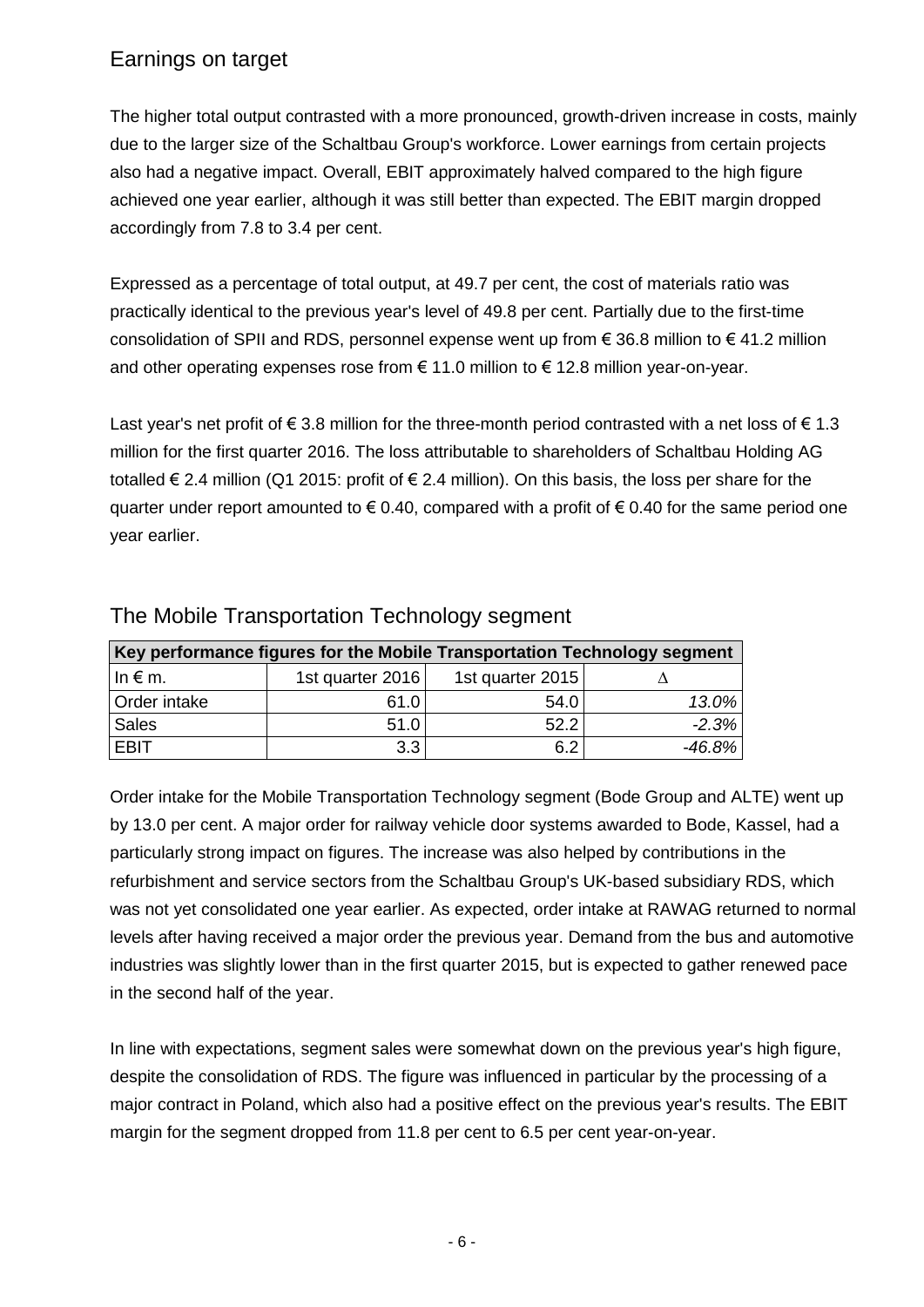## Earnings on target

The higher total output contrasted with a more pronounced, growth-driven increase in costs, mainly due to the larger size of the Schaltbau Group's workforce. Lower earnings from certain projects also had a negative impact. Overall, EBIT approximately halved compared to the high figure achieved one year earlier, although it was still better than expected. The EBIT margin dropped accordingly from 7.8 to 3.4 per cent.

Expressed as a percentage of total output, at 49.7 per cent, the cost of materials ratio was practically identical to the previous year's level of 49.8 per cent. Partially due to the first-time consolidation of SPII and RDS, personnel expense went up from € 36.8 million to € 41.2 million and other operating expenses rose from € 11.0 million to € 12.8 million year-on-year.

Last year's net profit of € 3.8 million for the three-month period contrasted with a net loss of € 1.3 million for the first quarter 2016. The loss attributable to shareholders of Schaltbau Holding AG totalled € 2.4 million (Q1 2015: profit of € 2.4 million). On this basis, the loss per share for the quarter under report amounted to € 0.40, compared with a profit of € 0.40 for the same period one year earlier.

## The Mobile Transportation Technology segment

| **Key performance figures for the Mobile Transportation Technology segment** | | | |
|---|---|---|---|
| In € m. | 1st quarter 2016 | 1st quarter 2015 | Δ |
| Order intake | 61.0 | 54.0 | *13.0%* |
| Sales | 51.0 | 52.2 | *-2.3%* |
| EBIT | 3.3 | 6.2 | *-46.8%* |

Order intake for the Mobile Transportation Technology segment (Bode Group and ALTE) went up by 13.0 per cent. A major order for railway vehicle door systems awarded to Bode, Kassel, had a particularly strong impact on figures. The increase was also helped by contributions in the refurbishment and service sectors from the Schaltbau Group's UK-based subsidiary RDS, which was not yet consolidated one year earlier. As expected, order intake at RAWAG returned to normal levels after having received a major order the previous year. Demand from the bus and automotive industries was slightly lower than in the first quarter 2015, but is expected to gather renewed pace in the second half of the year.

In line with expectations, segment sales were somewhat down on the previous year's high figure, despite the consolidation of RDS. The figure was influenced in particular by the processing of a major contract in Poland, which also had a positive effect on the previous year's results. The EBIT margin for the segment dropped from 11.8 per cent to 6.5 per cent year-on-year.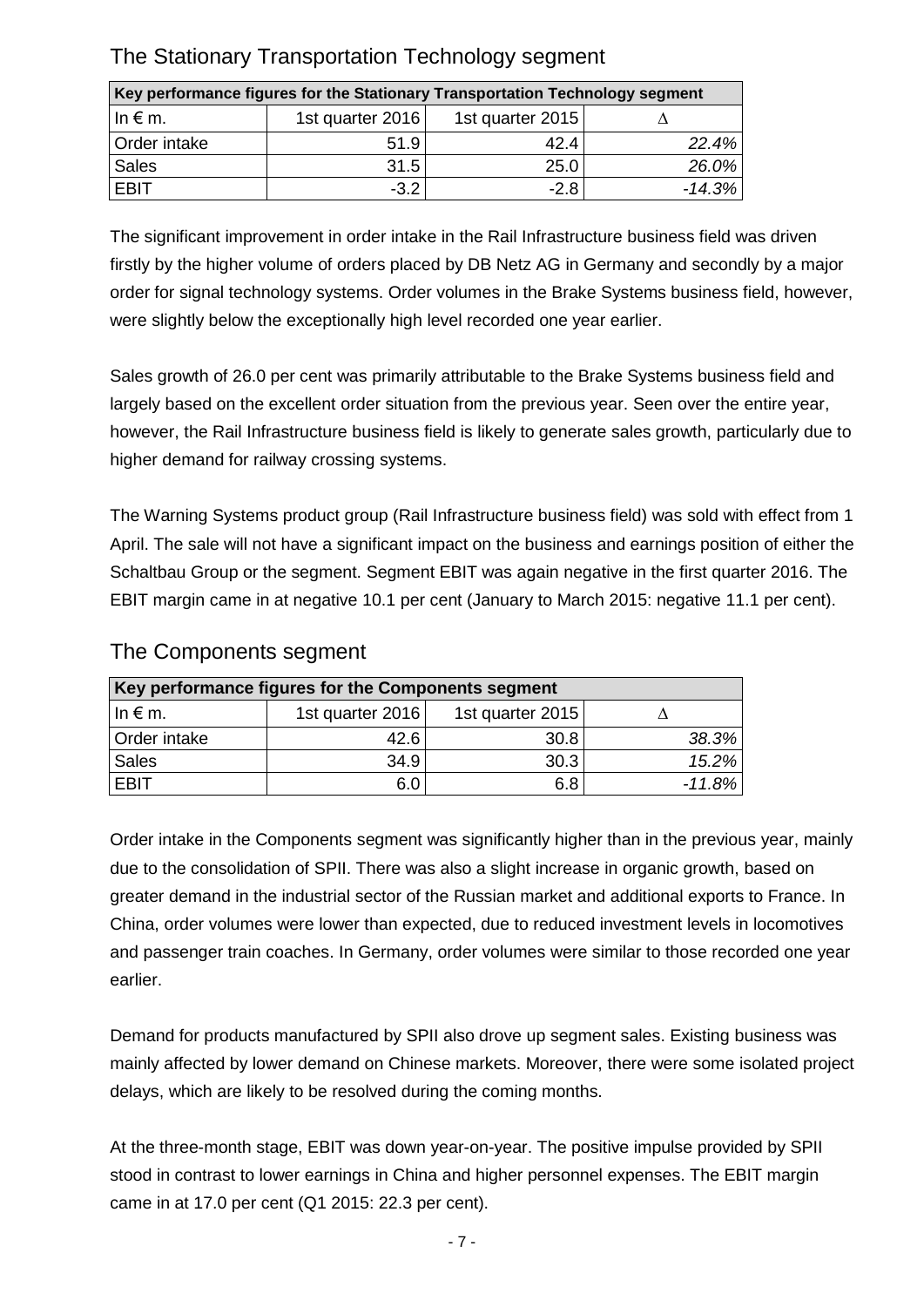## The Stationary Transportation Technology segment

| Key performance figures for the Stationary Transportation Technology segment | | | |
|---|---|---|---|
| In € m. | 1st quarter 2016 | 1st quarter 2015 | Δ |
| Order intake | 51.9 | 42.4 | *22.4%* |
| Sales | 31.5 | 25.0 | *26.0%* |
| EBIT | -3.2 | -2.8 | *-14.3%* |

The significant improvement in order intake in the Rail Infrastructure business field was driven firstly by the higher volume of orders placed by DB Netz AG in Germany and secondly by a major order for signal technology systems. Order volumes in the Brake Systems business field, however, were slightly below the exceptionally high level recorded one year earlier.

Sales growth of 26.0 per cent was primarily attributable to the Brake Systems business field and largely based on the excellent order situation from the previous year. Seen over the entire year, however, the Rail Infrastructure business field is likely to generate sales growth, particularly due to higher demand for railway crossing systems.

The Warning Systems product group (Rail Infrastructure business field) was sold with effect from 1 April. The sale will not have a significant impact on the business and earnings position of either the Schaltbau Group or the segment. Segment EBIT was again negative in the first quarter 2016. The EBIT margin came in at negative 10.1 per cent (January to March 2015: negative 11.1 per cent).

## The Components segment

| Key performance figures for the Components segment | | | |
|---|---|---|---|
| In € m. | 1st quarter 2016 | 1st quarter 2015 | Δ |
| Order intake | 42.6 | 30.8 | *38.3%* |
| Sales | 34.9 | 30.3 | *15.2%* |
| EBIT | 6.0 | 6.8 | *-11.8%* |

Order intake in the Components segment was significantly higher than in the previous year, mainly due to the consolidation of SPII. There was also a slight increase in organic growth, based on greater demand in the industrial sector of the Russian market and additional exports to France. In China, order volumes were lower than expected, due to reduced investment levels in locomotives and passenger train coaches. In Germany, order volumes were similar to those recorded one year earlier.

Demand for products manufactured by SPII also drove up segment sales. Existing business was mainly affected by lower demand on Chinese markets. Moreover, there were some isolated project delays, which are likely to be resolved during the coming months.

At the three-month stage, EBIT was down year-on-year. The positive impulse provided by SPII stood in contrast to lower earnings in China and higher personnel expenses. The EBIT margin came in at 17.0 per cent (Q1 2015: 22.3 per cent).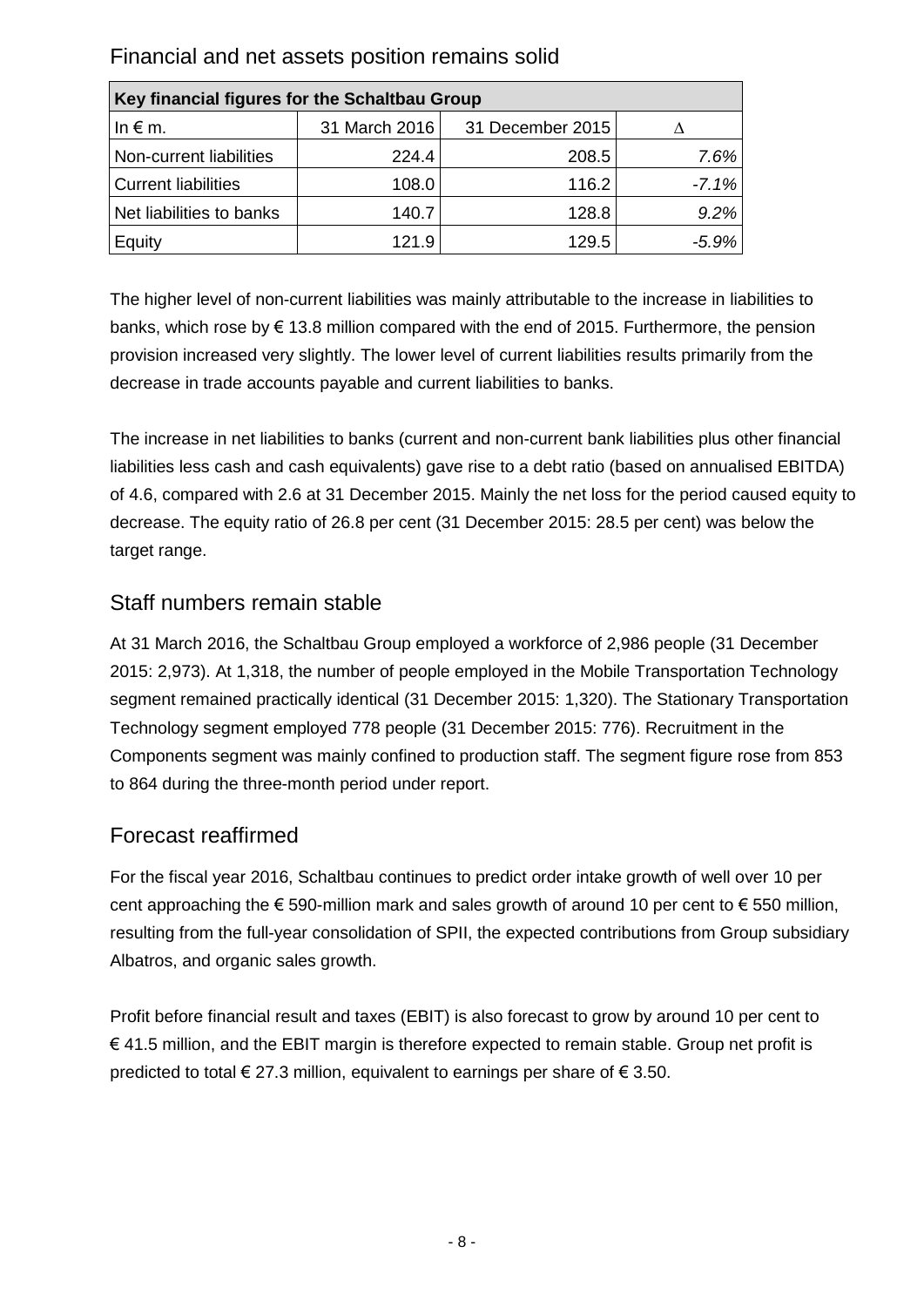## Financial and net assets position remains solid

| Key financial figures for the Schaltbau Group | | | |
|---|---|---|---|
| In € m. | 31 March 2016 | 31 December 2015 | ∆ |
| Non-current liabilities | 224.4 | 208.5 | *7.6%* |
| Current liabilities | 108.0 | 116.2 | *-7.1%* |
| Net liabilities to banks | 140.7 | 128.8 | *9.2%* |
| Equity | 121.9 | 129.5 | *-5.9%* |

The higher level of non-current liabilities was mainly attributable to the increase in liabilities to banks, which rose by € 13.8 million compared with the end of 2015. Furthermore, the pension provision increased very slightly. The lower level of current liabilities results primarily from the decrease in trade accounts payable and current liabilities to banks.

The increase in net liabilities to banks (current and non-current bank liabilities plus other financial liabilities less cash and cash equivalents) gave rise to a debt ratio (based on annualised EBITDA) of 4.6, compared with 2.6 at 31 December 2015. Mainly the net loss for the period caused equity to decrease. The equity ratio of 26.8 per cent (31 December 2015: 28.5 per cent) was below the target range.

## Staff numbers remain stable

At 31 March 2016, the Schaltbau Group employed a workforce of 2,986 people (31 December 2015: 2,973). At 1,318, the number of people employed in the Mobile Transportation Technology segment remained practically identical (31 December 2015: 1,320). The Stationary Transportation Technology segment employed 778 people (31 December 2015: 776). Recruitment in the Components segment was mainly confined to production staff. The segment figure rose from 853 to 864 during the three-month period under report.

## Forecast reaffirmed

For the fiscal year 2016, Schaltbau continues to predict order intake growth of well over 10 per cent approaching the € 590-million mark and sales growth of around 10 per cent to € 550 million, resulting from the full-year consolidation of SPII, the expected contributions from Group subsidiary Albatros, and organic sales growth.

Profit before financial result and taxes (EBIT) is also forecast to grow by around 10 per cent to € 41.5 million, and the EBIT margin is therefore expected to remain stable. Group net profit is predicted to total € 27.3 million, equivalent to earnings per share of € 3.50.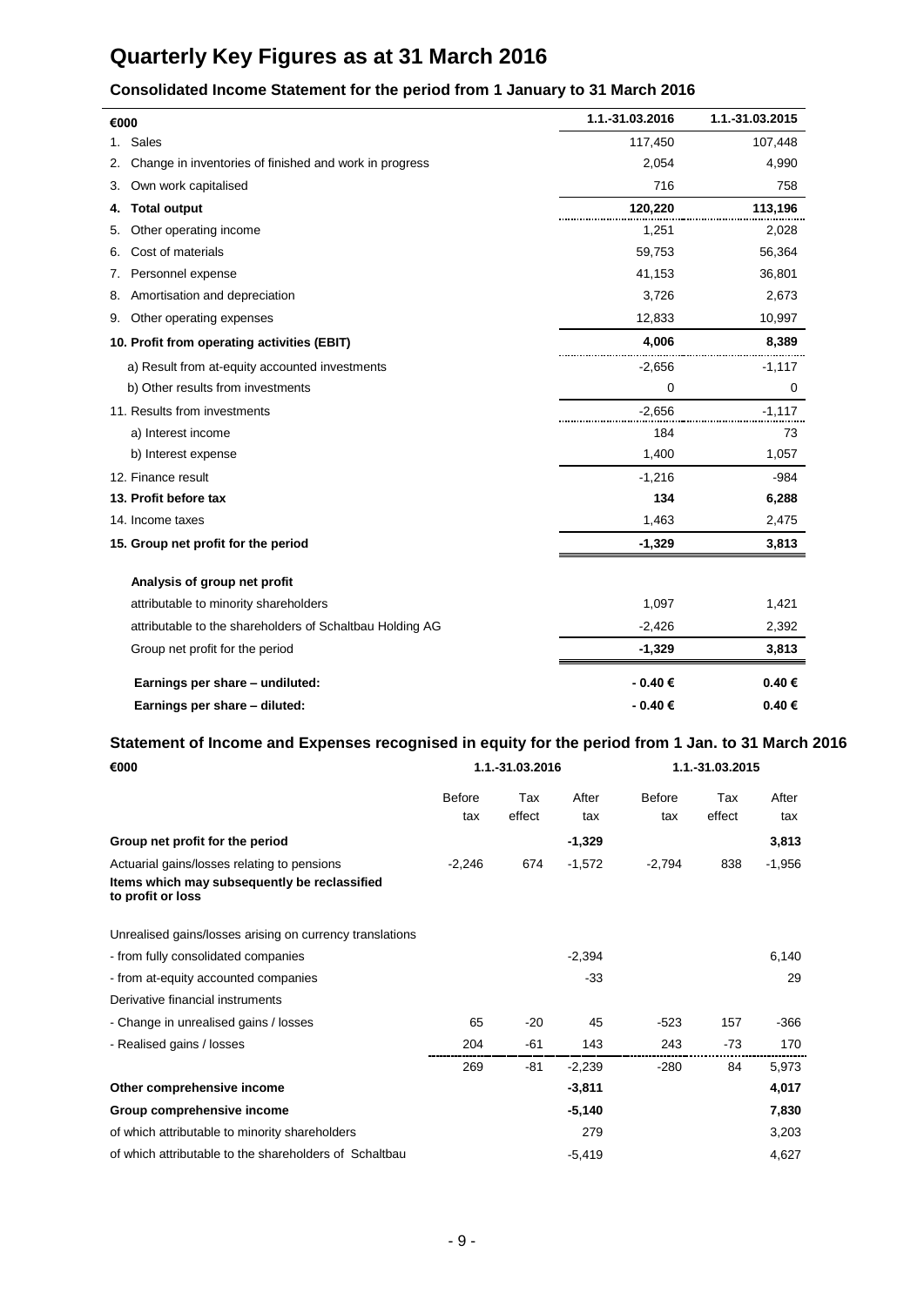# Quarterly Key Figures as at 31 March 2016

## Consolidated Income Statement for the period from 1 January to 31 March 2016

| €000 | 1.1.-31.03.2016 | 1.1.-31.03.2015 |
|---|---|---|
| 1. Sales | 117,450 | 107,448 |
| 2. Change in inventories of finished and work in progress | 2,054 | 4,990 |
| 3. Own work capitalised | 716 | 758 |
| **4. Total output** | **120,220** | **113,196** |
| 5. Other operating income | 1,251 | 2,028 |
| 6. Cost of materials | 59,753 | 56,364 |
| 7. Personnel expense | 41,153 | 36,801 |
| 8. Amortisation and depreciation | 3,726 | 2,673 |
| 9. Other operating expenses | 12,833 | 10,997 |
| **10. Profit from operating activities (EBIT)** | **4,006** | **8,389** |
| a) Result from at-equity accounted investments | -2,656 | -1,117 |
| b) Other results from investments | 0 | 0 |
| 11. Results from investments | -2,656 | -1,117 |
| a) Interest income | 184 | 73 |
| b) Interest expense | 1,400 | 1,057 |
| 12. Finance result | -1,216 | -984 |
| **13. Profit before tax** | **134** | **6,288** |
| 14. Income taxes | 1,463 | 2,475 |
| **15. Group net profit for the period** | **-1,329** | **3,813** |
| **Analysis of group net profit** | | |
| attributable to minority shareholders | 1,097 | 1,421 |
| attributable to the shareholders of Schaltbau Holding AG | -2,426 | 2,392 |
| Group net profit for the period | **-1,329** | **3,813** |
| **Earnings per share – undiluted:** | **- 0.40 €** | **0.40 €** |
| **Earnings per share – diluted:** | **- 0.40 €** | **0.40 €** |

## Statement of Income and Expenses recognised in equity for the period from 1 Jan. to 31 March 2016

| €000 | 1.1.-31.03.2016 | | | 1.1.-31.03.2015 | | |
|---|---|---|---|---|---|---|
| | Before tax | Tax effect | After tax | Before tax | Tax effect | After tax |
| **Group net profit for the period** | | | **-1,329** | | | **3,813** |
| Actuarial gains/losses relating to pensions | -2,246 | 674 | -1,572 | -2,794 | 838 | -1,956 |
| **Items which may subsequently be reclassified to profit or loss** | | | | | | |
| Unrealised gains/losses arising on currency translations | | | | | | |
| - from fully consolidated companies | | | -2,394 | | | 6,140 |
| - from at-equity accounted companies | | | -33 | | | 29 |
| Derivative financial instruments | | | | | | |
| - Change in unrealised gains / losses | 65 | -20 | 45 | -523 | 157 | -366 |
| - Realised gains / losses | 204 | -61 | 143 | 243 | -73 | 170 |
| | 269 | -81 | -2,239 | -280 | 84 | 5,973 |
| **Other comprehensive income** | | | **-3,811** | | | **4,017** |
| **Group comprehensive income** | | | **-5,140** | | | **7,830** |
| of which attributable to minority shareholders | | | 279 | | | 3,203 |
| of which attributable to the shareholders of Schaltbau | | | -5,419 | | | 4,627 |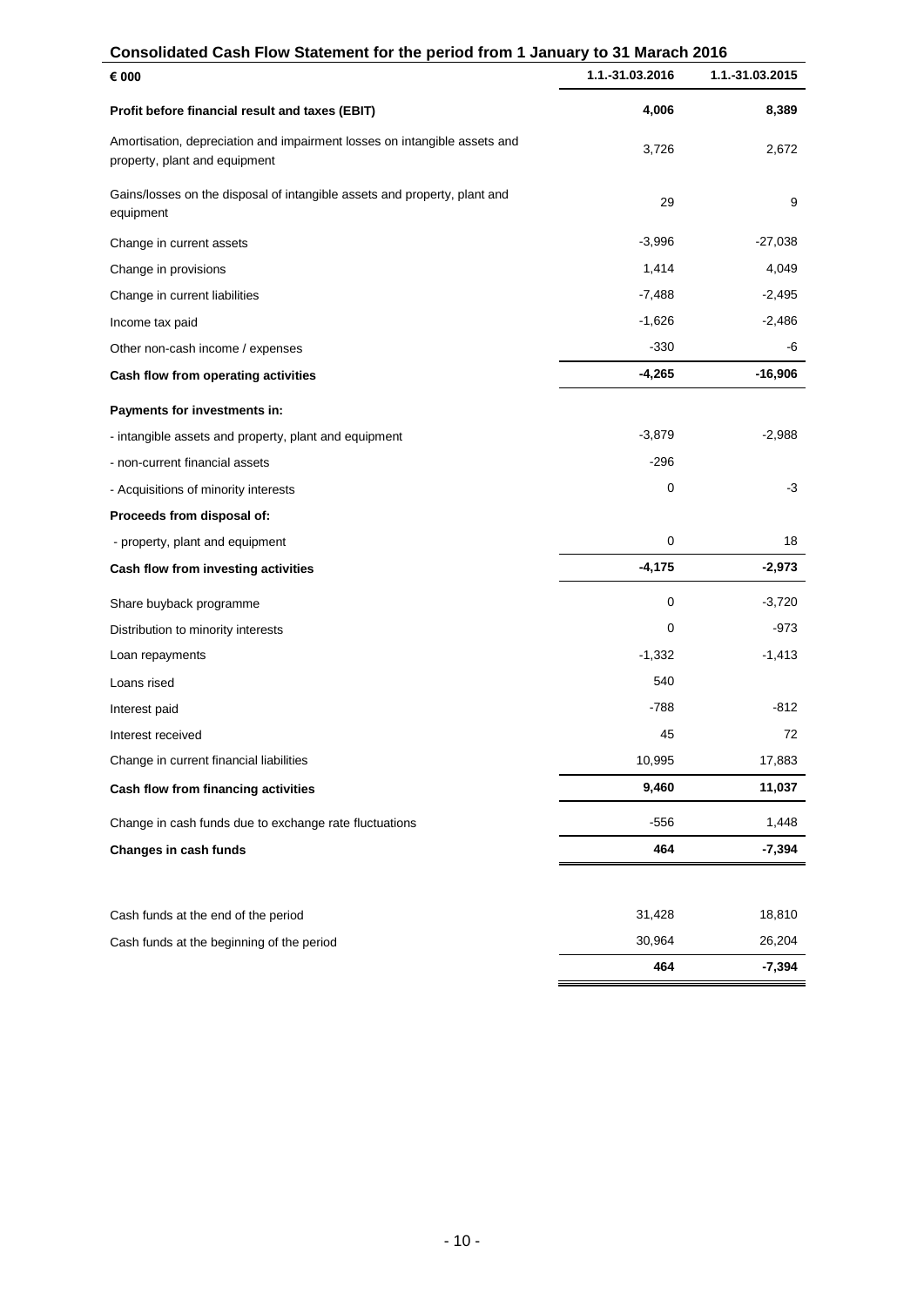## Consolidated Cash Flow Statement for the period from 1 January to 31 Marach 2016

| € 000 | 1.1.-31.03.2016 | 1.1.-31.03.2015 |
|---|---|---|
| **Profit before financial result and taxes (EBIT)** | **4,006** | **8,389** |
| Amortisation, depreciation and impairment losses on intangible assets and property, plant and equipment | 3,726 | 2,672 |
| Gains/losses on the disposal of intangible assets and property, plant and equipment | 29 | 9 |
| Change in current assets | -3,996 | -27,038 |
| Change in provisions | 1,414 | 4,049 |
| Change in current liabilities | -7,488 | -2,495 |
| Income tax paid | -1,626 | -2,486 |
| Other non-cash income / expenses | -330 | -6 |
| **Cash flow from operating activities** | **-4,265** | **-16,906** |
| **Payments for investments in:** | | |
| - intangible assets and property, plant and equipment | -3,879 | -2,988 |
| - non-current financial assets | -296 | |
| - Acquisitions of minority interests | 0 | -3 |
| **Proceeds from disposal of:** | | |
| - property, plant and equipment | 0 | 18 |
| **Cash flow from investing activities** | **-4,175** | **-2,973** |
| Share buyback programme | 0 | -3,720 |
| Distribution to minority interests | 0 | -973 |
| Loan repayments | -1,332 | -1,413 |
| Loans rised | 540 | |
| Interest paid | -788 | -812 |
| Interest received | 45 | 72 |
| Change in current financial liabilities | 10,995 | 17,883 |
| **Cash flow from financing activities** | **9,460** | **11,037** |
| Change in cash funds due to exchange rate fluctuations | -556 | 1,448 |
| **Changes in cash funds** | **464** | **-7,394** |
| | | |
| Cash funds at the end of the period | 31,428 | 18,810 |
| Cash funds at the beginning of the period | 30,964 | 26,204 |
| | **464** | **-7,394** |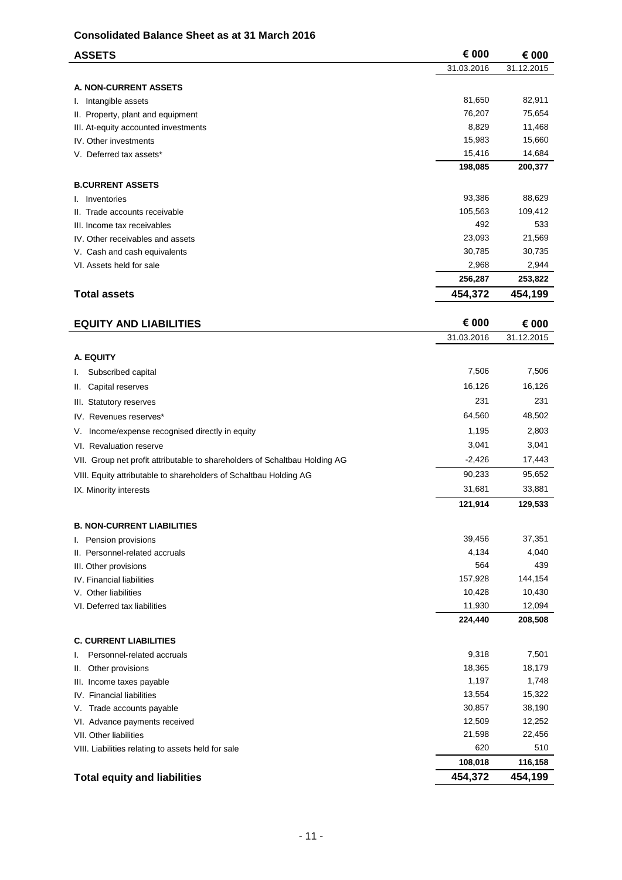## Consolidated Balance Sheet as at 31 March 2016

| ASSETS | € 000 | € 000 |
|---|---|---|
| | 31.03.2016 | 31.12.2015 |
| **A. NON-CURRENT ASSETS** | | |
| I. Intangible assets | 81,650 | 82,911 |
| II. Property, plant and equipment | 76,207 | 75,654 |
| III. At-equity accounted investments | 8,829 | 11,468 |
| IV. Other investments | 15,983 | 15,660 |
| V. Deferred tax assets* | 15,416 | 14,684 |
| | **198,085** | **200,377** |
| **B.CURRENT ASSETS** | | |
| I. Inventories | 93,386 | 88,629 |
| II. Trade accounts receivable | 105,563 | 109,412 |
| III. Income tax receivables | 492 | 533 |
| IV. Other receivables and assets | 23,093 | 21,569 |
| V. Cash and cash equivalents | 30,785 | 30,735 |
| VI. Assets held for sale | 2,968 | 2,944 |
| | **256,287** | **253,822** |
| **Total assets** | **454,372** | **454,199** |

| EQUITY AND LIABILITIES | € 000 | € 000 |
|---|---|---|
| | 31.03.2016 | 31.12.2015 |
| **A. EQUITY** | | |
| I. Subscribed capital | 7,506 | 7,506 |
| II. Capital reserves | 16,126 | 16,126 |
| III. Statutory reserves | 231 | 231 |
| IV. Revenues reserves* | 64,560 | 48,502 |
| V. Income/expense recognised directly in equity | 1,195 | 2,803 |
| VI. Revaluation reserve | 3,041 | 3,041 |
| VII. Group net profit attributable to shareholders of Schaltbau Holding AG | -2,426 | 17,443 |
| VIII. Equity attributable to shareholders of Schaltbau Holding AG | 90,233 | 95,652 |
| IX. Minority interests | 31,681 | 33,881 |
| | **121,914** | **129,533** |
| **B. NON-CURRENT LIABILITIES** | | |
| I. Pension provisions | 39,456 | 37,351 |
| II. Personnel-related accruals | 4,134 | 4,040 |
| III. Other provisions | 564 | 439 |
| IV. Financial liabilities | 157,928 | 144,154 |
| V. Other liabilities | 10,428 | 10,430 |
| VI. Deferred tax liabilities | 11,930 | 12,094 |
| | **224,440** | **208,508** |
| **C. CURRENT LIABILITIES** | | |
| I. Personnel-related accruals | 9,318 | 7,501 |
| II. Other provisions | 18,365 | 18,179 |
| III. Income taxes payable | 1,197 | 1,748 |
| IV. Financial liabilities | 13,554 | 15,322 |
| V. Trade accounts payable | 30,857 | 38,190 |
| VI. Advance payments received | 12,509 | 12,252 |
| VII. Other liabilities | 21,598 | 22,456 |
| VIII. Liabilities relating to assets held for sale | 620 | 510 |
| | **108,018** | **116,158** |
| **Total equity and liabilities** | **454,372** | **454,199** |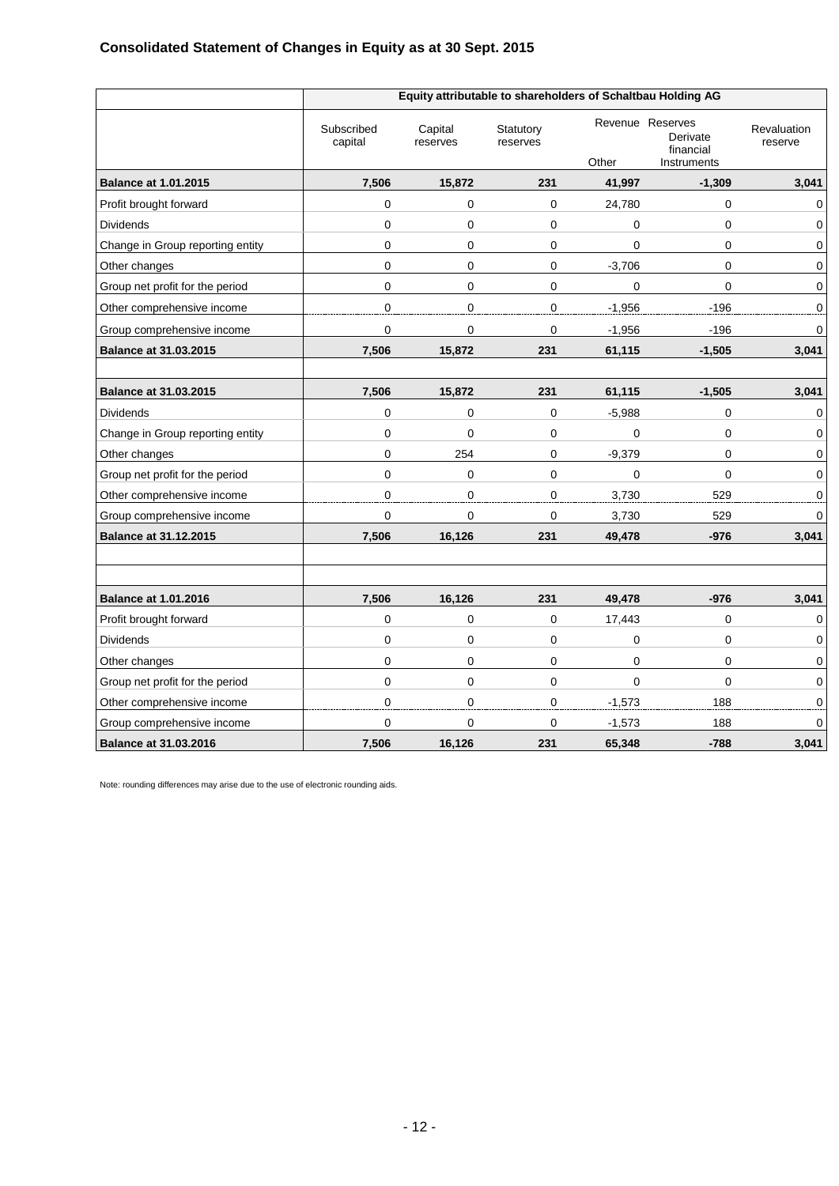## Consolidated Statement of Changes in Equity as at 30 Sept. 2015

| | Equity attributable to shareholders of Schaltbau Holding AG | | | | | |
|---|---|---|---|---|---|---|
| | Subscribed capital | Capital reserves | Statutory reserves | Revenue Reserves Other | Derivate financial Instruments | Revaluation reserve |
| **Balance at 1.01.2015** | **7,506** | **15,872** | **231** | **41,997** | **-1,309** | **3,041** |
| Profit brought forward | 0 | 0 | 0 | 24,780 | 0 | 0 |
| Dividends | 0 | 0 | 0 | 0 | 0 | 0 |
| Change in Group reporting entity | 0 | 0 | 0 | 0 | 0 | 0 |
| Other changes | 0 | 0 | 0 | -3,706 | 0 | 0 |
| Group net profit for the period | 0 | 0 | 0 | 0 | 0 | 0 |
| Other comprehensive income | 0 | 0 | 0 | -1,956 | -196 | 0 |
| Group comprehensive income | 0 | 0 | 0 | -1,956 | -196 | 0 |
| **Balance at 31.03.2015** | **7,506** | **15,872** | **231** | **61,115** | **-1,505** | **3,041** |
| | | | | | | |
| **Balance at 31.03.2015** | **7,506** | **15,872** | **231** | **61,115** | **-1,505** | **3,041** |
| Dividends | 0 | 0 | 0 | -5,988 | 0 | 0 |
| Change in Group reporting entity | 0 | 0 | 0 | 0 | 0 | 0 |
| Other changes | 0 | 254 | 0 | -9,379 | 0 | 0 |
| Group net profit for the period | 0 | 0 | 0 | 0 | 0 | 0 |
| Other comprehensive income | 0 | 0 | 0 | 3,730 | 529 | 0 |
| Group comprehensive income | 0 | 0 | 0 | 3,730 | 529 | 0 |
| **Balance at 31.12.2015** | **7,506** | **16,126** | **231** | **49,478** | **-976** | **3,041** |
| | | | | | | |
| | | | | | | |
| **Balance at 1.01.2016** | **7,506** | **16,126** | **231** | **49,478** | **-976** | **3,041** |
| Profit brought forward | 0 | 0 | 0 | 17,443 | 0 | 0 |
| Dividends | 0 | 0 | 0 | 0 | 0 | 0 |
| Other changes | 0 | 0 | 0 | 0 | 0 | 0 |
| Group net profit for the period | 0 | 0 | 0 | 0 | 0 | 0 |
| Other comprehensive income | 0 | 0 | 0 | -1,573 | 188 | 0 |
| Group comprehensive income | 0 | 0 | 0 | -1,573 | 188 | 0 |
| **Balance at 31.03.2016** | **7,506** | **16,126** | **231** | **65,348** | **-788** | **3,041** |

Note: rounding differences may arise due to the use of electronic rounding aids.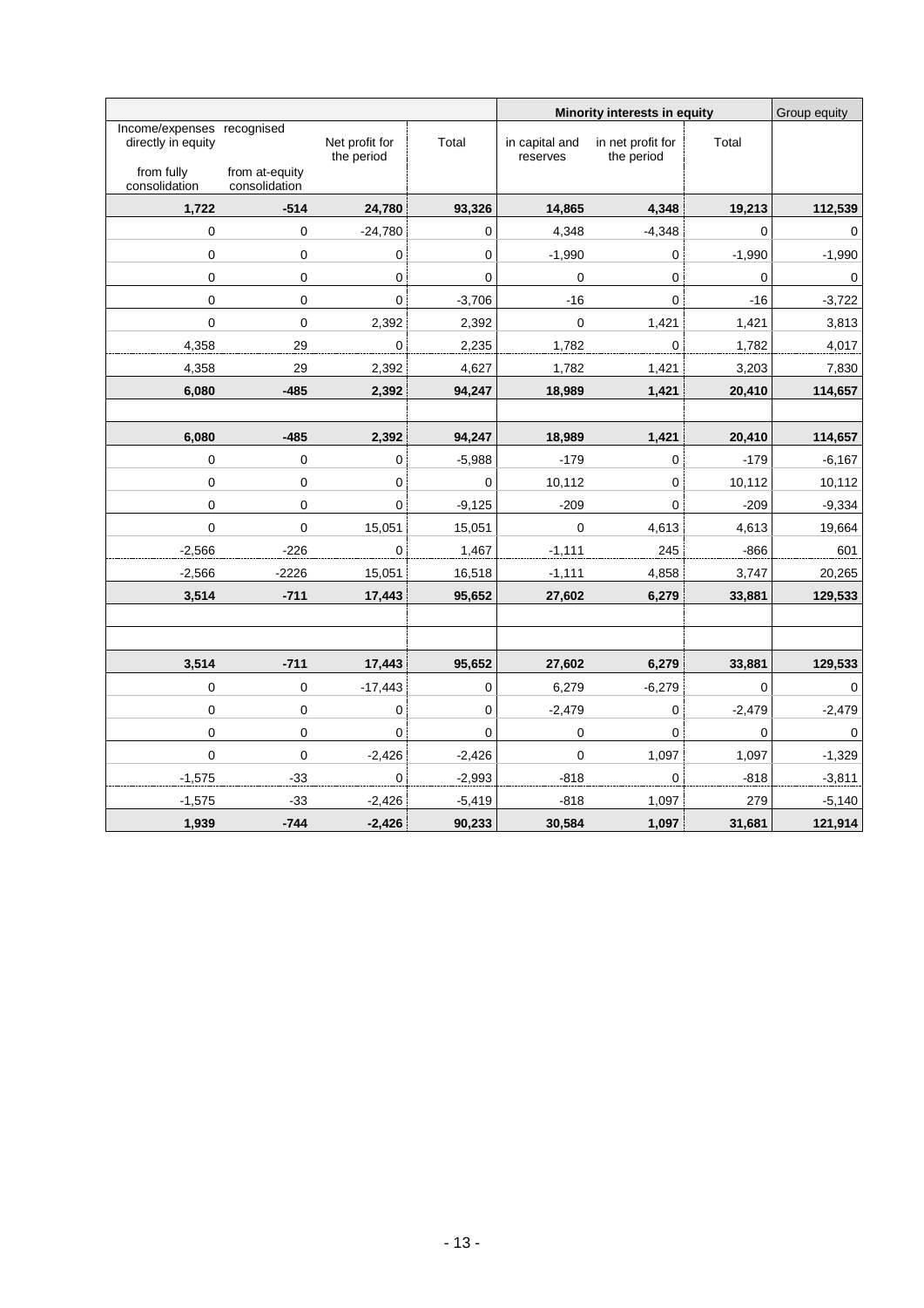| Income/expenses recognised directly in equity from fully consolidation | from at-equity consolidation | Net profit for the period | Total | Minority interests in equity in capital and reserves | in net profit for the period | Total | Group equity |
|---|---|---|---|---|---|---|---|
| **1,722** | **-514** | **24,780** | **93,326** | **14,865** | **4,348** | **19,213** | **112,539** |
| 0 | 0 | -24,780 | 0 | 4,348 | -4,348 | 0 | 0 |
| 0 | 0 | 0 | 0 | -1,990 | 0 | -1,990 | -1,990 |
| 0 | 0 | 0 | 0 | 0 | 0 | 0 | 0 |
| 0 | 0 | 0 | -3,706 | -16 | 0 | -16 | -3,722 |
| 0 | 0 | 2,392 | 2,392 | 0 | 1,421 | 1,421 | 3,813 |
| 4,358 | 29 | 0 | 2,235 | 1,782 | 0 | 1,782 | 4,017 |
| 4,358 | 29 | 2,392 | 4,627 | 1,782 | 1,421 | 3,203 | 7,830 |
| **6,080** | **-485** | **2,392** | **94,247** | **18,989** | **1,421** | **20,410** | **114,657** |
| | | | | | | | |
| **6,080** | **-485** | **2,392** | **94,247** | **18,989** | **1,421** | **20,410** | **114,657** |
| 0 | 0 | 0 | -5,988 | -179 | 0 | -179 | -6,167 |
| 0 | 0 | 0 | 0 | 10,112 | 0 | 10,112 | 10,112 |
| 0 | 0 | 0 | -9,125 | -209 | 0 | -209 | -9,334 |
| 0 | 0 | 15,051 | 15,051 | 0 | 4,613 | 4,613 | 19,664 |
| -2,566 | -226 | 0 | 1,467 | -1,111 | 245 | -866 | 601 |
| -2,566 | -2226 | 15,051 | 16,518 | -1,111 | 4,858 | 3,747 | 20,265 |
| **3,514** | **-711** | **17,443** | **95,652** | **27,602** | **6,279** | **33,881** | **129,533** |
| | | | | | | | |
| | | | | | | | |
| **3,514** | **-711** | **17,443** | **95,652** | **27,602** | **6,279** | **33,881** | **129,533** |
| 0 | 0 | -17,443 | 0 | 6,279 | -6,279 | 0 | 0 |
| 0 | 0 | 0 | 0 | -2,479 | 0 | -2,479 | -2,479 |
| 0 | 0 | 0 | 0 | 0 | 0 | 0 | 0 |
| 0 | 0 | -2,426 | -2,426 | 0 | 1,097 | 1,097 | -1,329 |
| -1,575 | -33 | 0 | -2,993 | -818 | 0 | -818 | -3,811 |
| -1,575 | -33 | -2,426 | -5,419 | -818 | 1,097 | 279 | -5,140 |
| **1,939** | **-744** | **-2,426** | **90,233** | **30,584** | **1,097** | **31,681** | **121,914** |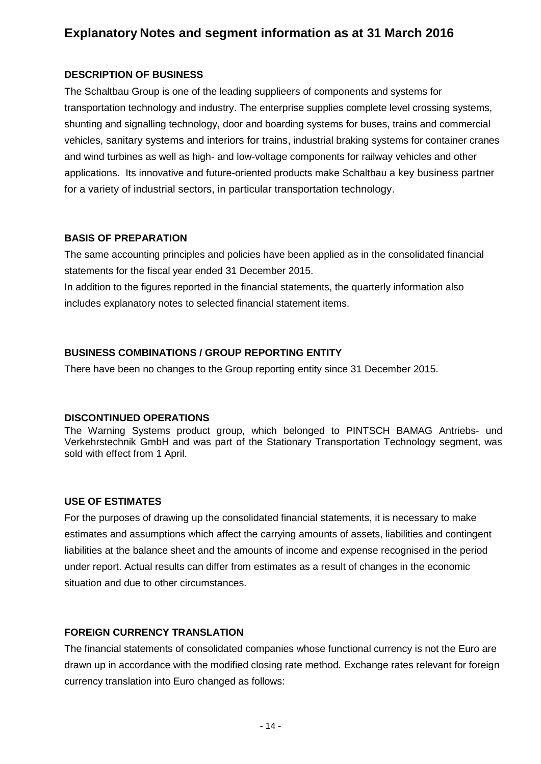# Explanatory Notes and segment information as at 31 March 2016

### DESCRIPTION OF BUSINESS

The Schaltbau Group is one of the leading supplieers of components and systems for transportation technology and industry. The enterprise supplies complete level crossing systems, shunting and signalling technology, door and boarding systems for buses, trains and commercial vehicles, sanitary systems and interiors for trains, industrial braking systems for container cranes and wind turbines as well as high- and low-voltage components for railway vehicles and other applications. Its innovative and future-oriented products make Schaltbau a key business partner for a variety of industrial sectors, in particular transportation technology.

### BASIS OF PREPARATION

The same accounting principles and policies have been applied as in the consolidated financial statements for the fiscal year ended 31 December 2015.

In addition to the figures reported in the financial statements, the quarterly information also includes explanatory notes to selected financial statement items.

### BUSINESS COMBINATIONS / GROUP REPORTING ENTITY

There have been no changes to the Group reporting entity since 31 December 2015.

### DISCONTINUED OPERATIONS

The Warning Systems product group, which belonged to PINTSCH BAMAG Antriebs- und Verkehrstechnik GmbH and was part of the Stationary Transportation Technology segment, was sold with effect from 1 April.

### USE OF ESTIMATES

For the purposes of drawing up the consolidated financial statements, it is necessary to make estimates and assumptions which affect the carrying amounts of assets, liabilities and contingent liabilities at the balance sheet and the amounts of income and expense recognised in the period under report. Actual results can differ from estimates as a result of changes in the economic situation and due to other circumstances.

### FOREIGN CURRENCY TRANSLATION

The financial statements of consolidated companies whose functional currency is not the Euro are drawn up in accordance with the modified closing rate method. Exchange rates relevant for foreign currency translation into Euro changed as follows: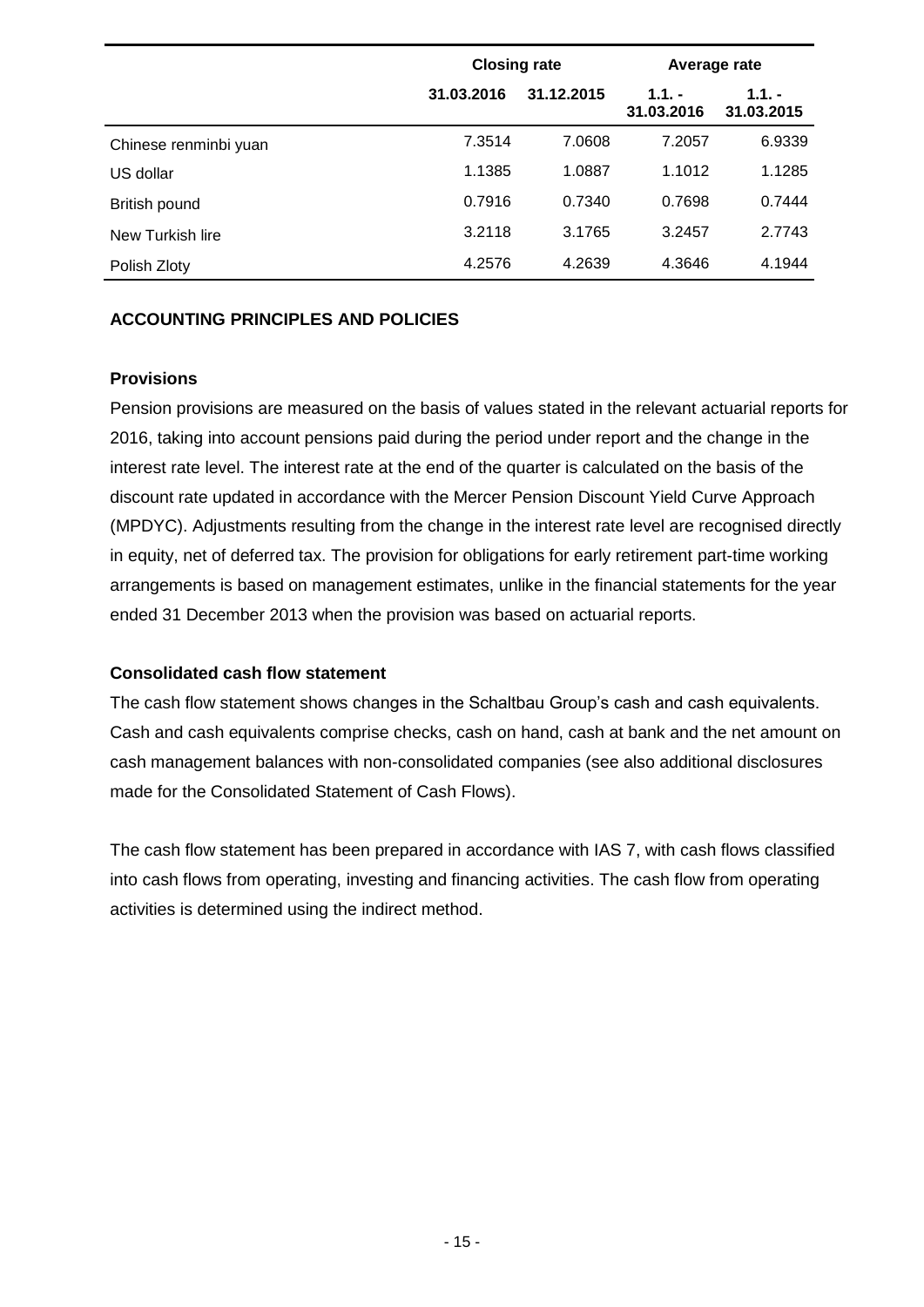| | Closing rate | | Average rate | |
|---|---|---|---|---|
| | 31.03.2016 | 31.12.2015 | 1.1. - 31.03.2016 | 1.1. - 31.03.2015 |
| Chinese renminbi yuan | 7.3514 | 7.0608 | 7.2057 | 6.9339 |
| US dollar | 1.1385 | 1.0887 | 1.1012 | 1.1285 |
| British pound | 0.7916 | 0.7340 | 0.7698 | 0.7444 |
| New Turkish lire | 3.2118 | 3.1765 | 3.2457 | 2.7743 |
| Polish Zloty | 4.2576 | 4.2639 | 4.3646 | 4.1944 |

## ACCOUNTING PRINCIPLES AND POLICIES

### Provisions

Pension provisions are measured on the basis of values stated in the relevant actuarial reports for 2016, taking into account pensions paid during the period under report and the change in the interest rate level. The interest rate at the end of the quarter is calculated on the basis of the discount rate updated in accordance with the Mercer Pension Discount Yield Curve Approach (MPDYC). Adjustments resulting from the change in the interest rate level are recognised directly in equity, net of deferred tax. The provision for obligations for early retirement part-time working arrangements is based on management estimates, unlike in the financial statements for the year ended 31 December 2013 when the provision was based on actuarial reports.

### Consolidated cash flow statement

The cash flow statement shows changes in the Schaltbau Group's cash and cash equivalents. Cash and cash equivalents comprise checks, cash on hand, cash at bank and the net amount on cash management balances with non-consolidated companies (see also additional disclosures made for the Consolidated Statement of Cash Flows).

The cash flow statement has been prepared in accordance with IAS 7, with cash flows classified into cash flows from operating, investing and financing activities. The cash flow from operating activities is determined using the indirect method.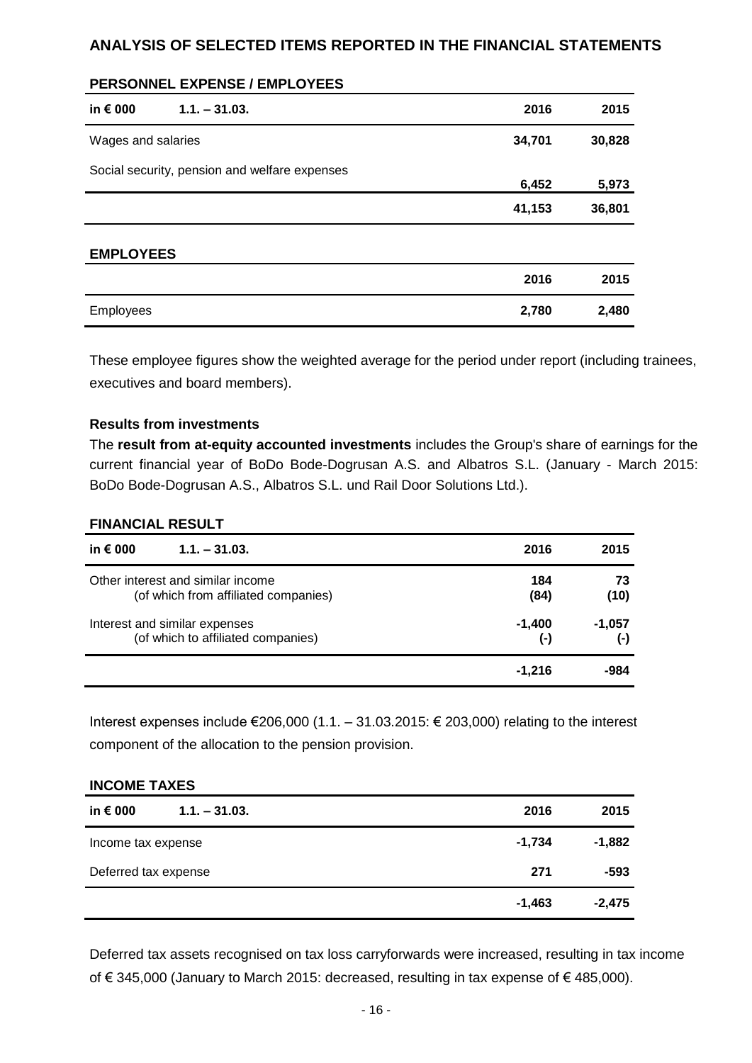# ANALYSIS OF SELECTED ITEMS REPORTED IN THE FINANCIAL STATEMENTS

## PERSONNEL EXPENSE / EMPLOYEES

| in € 000 1.1. – 31.03. | 2016 | 2015 |
|---|---|---|
| Wages and salaries | 34,701 | 30,828 |
| Social security, pension and welfare expenses | 6,452 | 5,973 |
| | 41,153 | 36,801 |

## EMPLOYEES

| | 2016 | 2015 |
|---|---|---|
| Employees | 2,780 | 2,480 |

These employee figures show the weighted average for the period under report (including trainees, executives and board members).

**Results from investments**

The **result from at-equity accounted investments** includes the Group's share of earnings for the current financial year of BoDo Bode-Dogrusan A.S. and Albatros S.L. (January - March 2015: BoDo Bode-Dogrusan A.S., Albatros S.L. und Rail Door Solutions Ltd.).

## FINANCIAL RESULT

| in € 000 1.1. – 31.03. | 2016 | 2015 |
|---|---|---|
| Other interest and similar income | 184 | 73 |
| (of which from affiliated companies) | (84) | (10) |
| Interest and similar expenses | -1,400 | -1,057 |
| (of which to affiliated companies) | (-) | (-) |
| | -1,216 | -984 |

Interest expenses include €206,000 (1.1. – 31.03.2015: € 203,000) relating to the interest component of the allocation to the pension provision.

## INCOME TAXES

| in € 000 1.1. – 31.03. | 2016 | 2015 |
|---|---|---|
| Income tax expense | -1,734 | -1,882 |
| Deferred tax expense | 271 | -593 |
| | -1,463 | -2,475 |

Deferred tax assets recognised on tax loss carryforwards were increased, resulting in tax income of € 345,000 (January to March 2015: decreased, resulting in tax expense of € 485,000).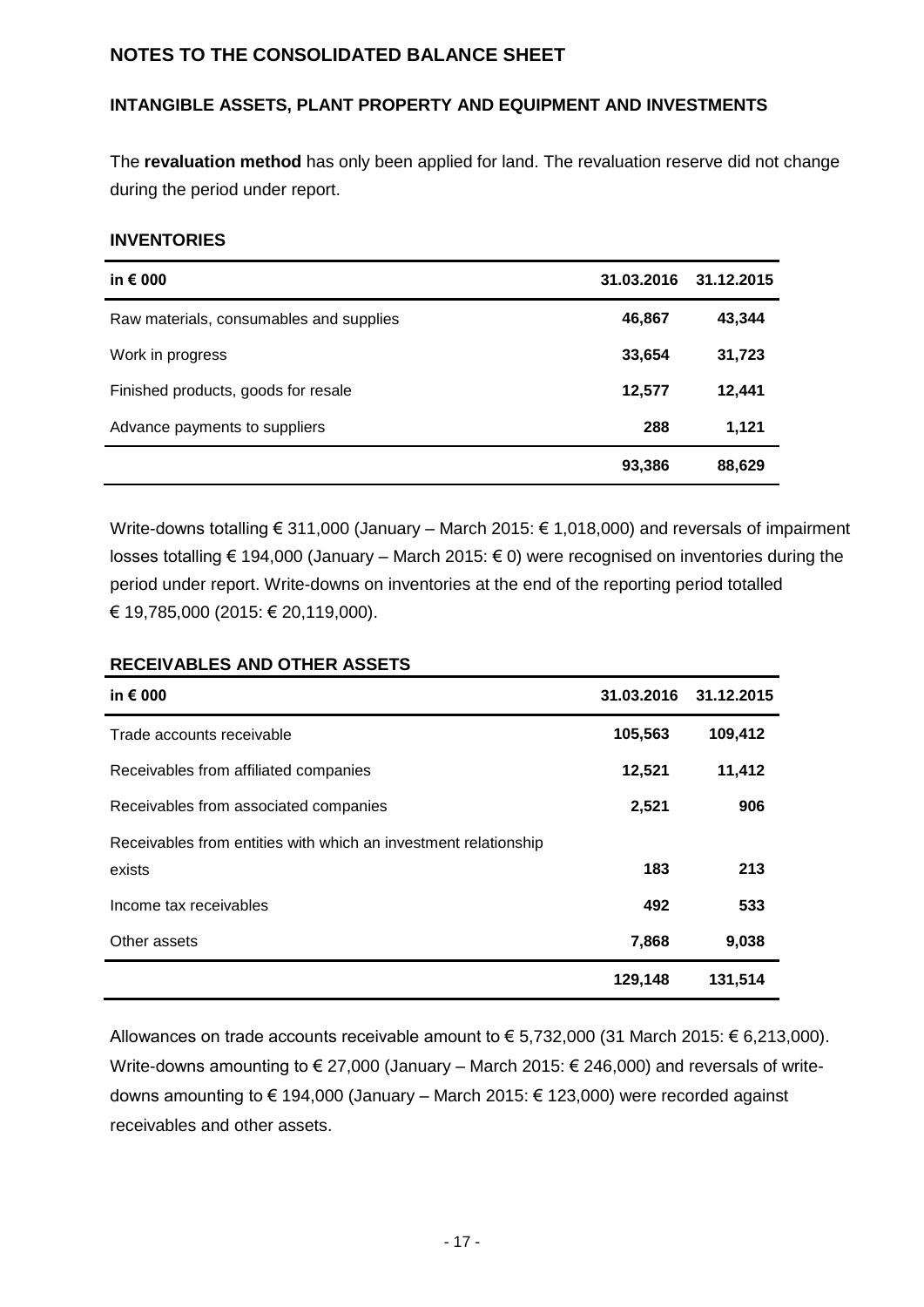# NOTES TO THE CONSOLIDATED BALANCE SHEET

## INTANGIBLE ASSETS, PLANT PROPERTY AND EQUIPMENT AND INVESTMENTS

The **revaluation method** has only been applied for land. The revaluation reserve did not change during the period under report.

## INVENTORIES

| in € 000 | 31.03.2016 | 31.12.2015 |
|---|---|---|
| Raw materials, consumables and supplies | **46,867** | 43,344 |
| Work in progress | **33,654** | 31,723 |
| Finished products, goods for resale | **12,577** | 12,441 |
| Advance payments to suppliers | **288** | 1,121 |
| | **93,386** | 88,629 |

Write-downs totalling € 311,000 (January – March 2015: € 1,018,000) and reversals of impairment losses totalling € 194,000 (January – March 2015: € 0) were recognised on inventories during the period under report. Write-downs on inventories at the end of the reporting period totalled € 19,785,000 (2015: € 20,119,000).

## RECEIVABLES AND OTHER ASSETS

| in € 000 | 31.03.2016 | 31.12.2015 |
|---|---|---|
| Trade accounts receivable | **105,563** | 109,412 |
| Receivables from affiliated companies | **12,521** | 11,412 |
| Receivables from associated companies | **2,521** | 906 |
| Receivables from entities with which an investment relationship exists | **183** | 213 |
| Income tax receivables | **492** | 533 |
| Other assets | **7,868** | 9,038 |
| | **129,148** | 131,514 |

Allowances on trade accounts receivable amount to € 5,732,000 (31 March 2015: € 6,213,000). Write-downs amounting to € 27,000 (January – March 2015: € 246,000) and reversals of write-downs amounting to € 194,000 (January – March 2015: € 123,000) were recorded against receivables and other assets.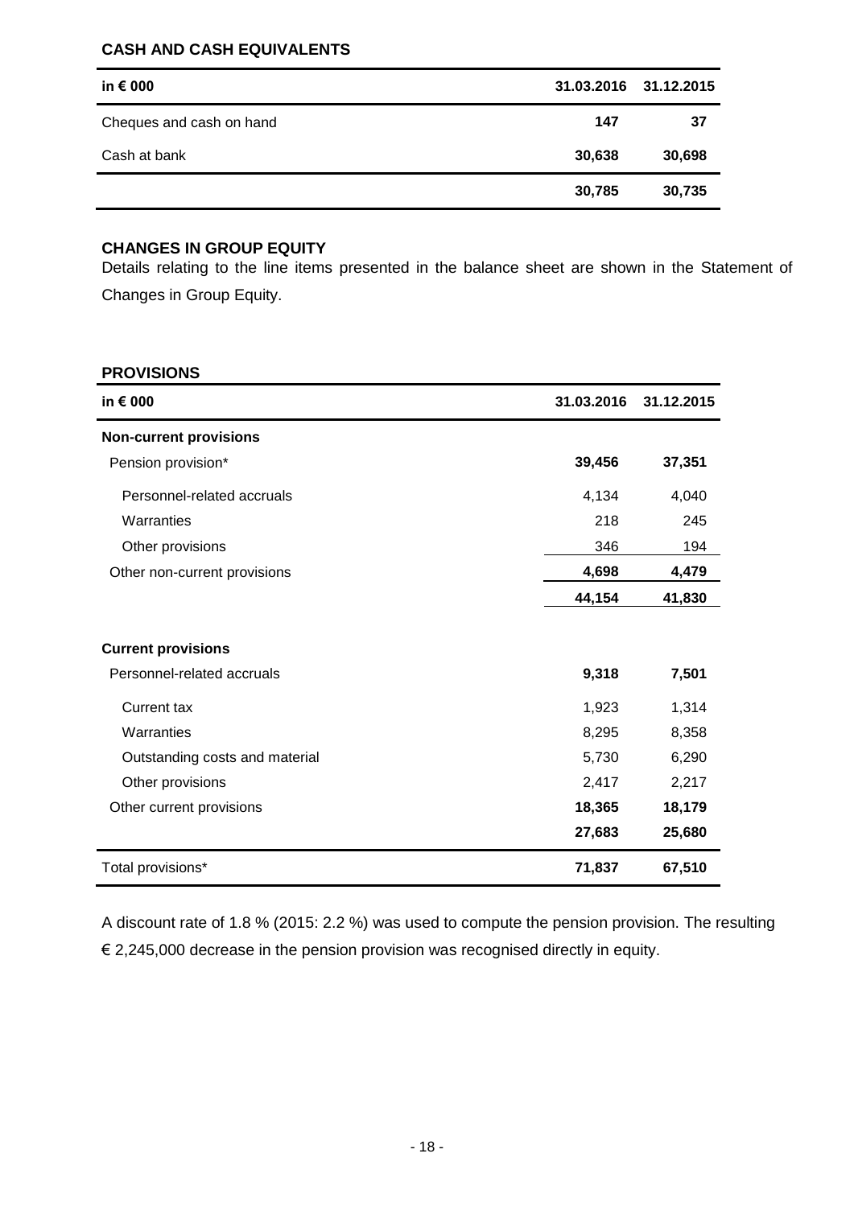## CASH AND CASH EQUIVALENTS

| in € 000 | 31.03.2016 | 31.12.2015 |
|---|---|---|
| Cheques and cash on hand | **147** | **37** |
| Cash at bank | **30,638** | **30,698** |
| | **30,785** | **30,735** |

## CHANGES IN GROUP EQUITY

Details relating to the line items presented in the balance sheet are shown in the Statement of Changes in Group Equity.

## PROVISIONS

| in € 000 | 31.03.2016 | 31.12.2015 |
|---|---|---|
| **Non-current provisions** | | |
| Pension provision* | **39,456** | **37,351** |
| Personnel-related accruals | 4,134 | 4,040 |
| Warranties | 218 | 245 |
| Other provisions | 346 | 194 |
| Other non-current provisions | **4,698** | **4,479** |
| | **44,154** | **41,830** |
| **Current provisions** | | |
| Personnel-related accruals | **9,318** | **7,501** |
| Current tax | 1,923 | 1,314 |
| Warranties | 8,295 | 8,358 |
| Outstanding costs and material | 5,730 | 6,290 |
| Other provisions | 2,417 | 2,217 |
| Other current provisions | **18,365** | **18,179** |
| | **27,683** | **25,680** |
| Total provisions* | **71,837** | **67,510** |

A discount rate of 1.8 % (2015: 2.2 %) was used to compute the pension provision. The resulting € 2,245,000 decrease in the pension provision was recognised directly in equity.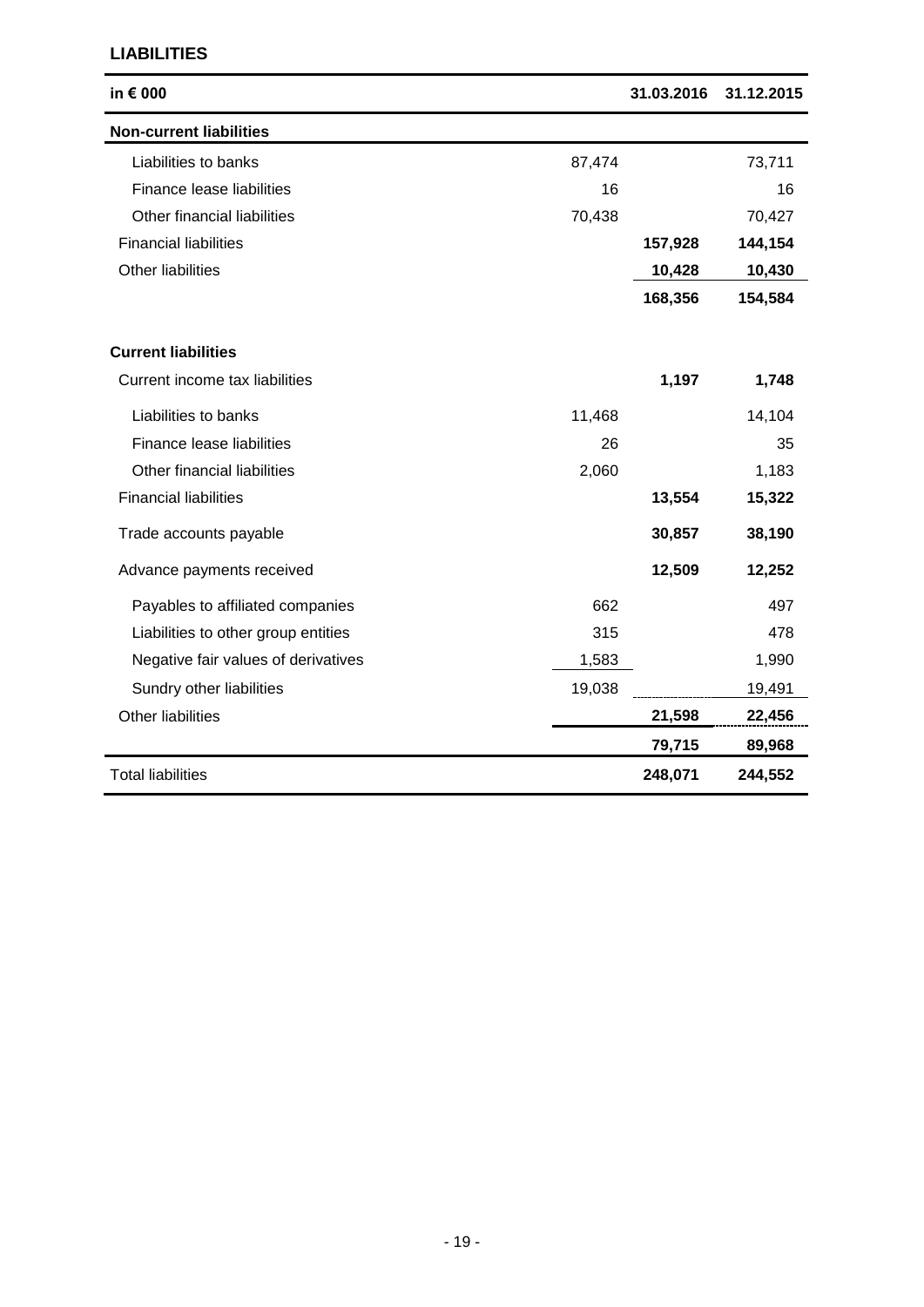## LIABILITIES

| in € 000 | | 31.03.2016 | 31.12.2015 |
|---|---|---|---|
| **Non-current liabilities** | | | |
| Liabilities to banks | 87,474 | | 73,711 |
| Finance lease liabilities | 16 | | 16 |
| Other financial liabilities | 70,438 | | 70,427 |
| Financial liabilities | | **157,928** | **144,154** |
| Other liabilities | | **10,428** | **10,430** |
| | | **168,356** | **154,584** |
| **Current liabilities** | | | |
| Current income tax liabilities | | **1,197** | **1,748** |
| Liabilities to banks | 11,468 | | 14,104 |
| Finance lease liabilities | 26 | | 35 |
| Other financial liabilities | 2,060 | | 1,183 |
| Financial liabilities | | **13,554** | **15,322** |
| Trade accounts payable | | **30,857** | **38,190** |
| Advance payments received | | **12,509** | **12,252** |
| Payables to affiliated companies | 662 | | 497 |
| Liabilities to other group entities | 315 | | 478 |
| Negative fair values of derivatives | 1,583 | | 1,990 |
| Sundry other liabilities | 19,038 | | 19,491 |
| Other liabilities | | **21,598** | **22,456** |
| | | **79,715** | **89,968** |
| Total liabilities | | **248,071** | **244,552** |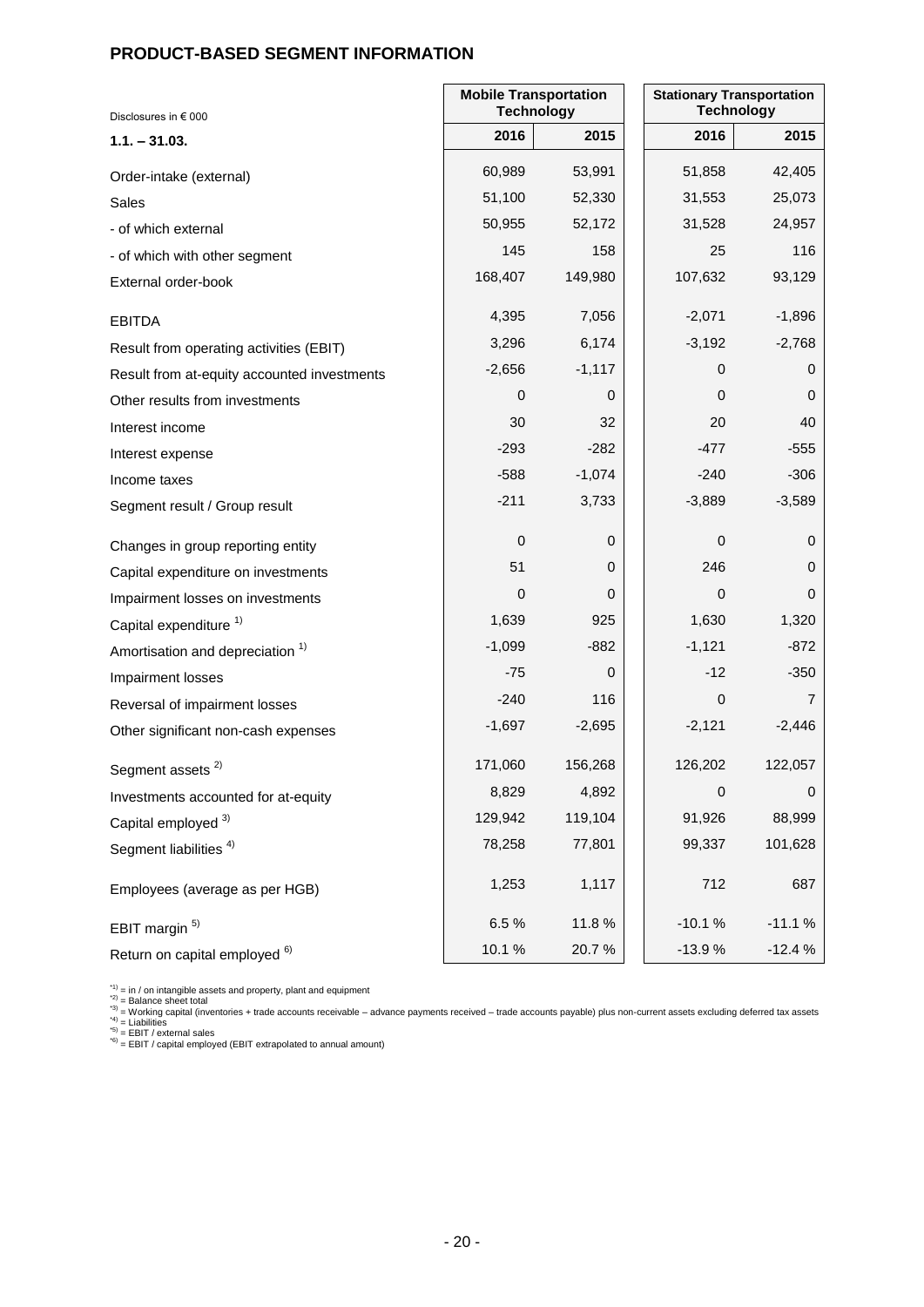## PRODUCT-BASED SEGMENT INFORMATION

| Disclosures in € 000 | Mobile Transportation Technology | | Stationary Transportation Technology | |
|---|---|---|---|---|
| **1.1. – 31.03.** | **2016** | **2015** | **2016** | **2015** |
| Order-intake (external) | 60,989 | 53,991 | 51,858 | 42,405 |
| Sales | 51,100 | 52,330 | 31,553 | 25,073 |
| - of which external | 50,955 | 52,172 | 31,528 | 24,957 |
| - of which with other segment | 145 | 158 | 25 | 116 |
| External order-book | 168,407 | 149,980 | 107,632 | 93,129 |
| EBITDA | 4,395 | 7,056 | -2,071 | -1,896 |
| Result from operating activities (EBIT) | 3,296 | 6,174 | -3,192 | -2,768 |
| Result from at-equity accounted investments | -2,656 | -1,117 | 0 | 0 |
| Other results from investments | 0 | 0 | 0 | 0 |
| Interest income | 30 | 32 | 20 | 40 |
| Interest expense | -293 | -282 | -477 | -555 |
| Income taxes | -588 | -1,074 | -240 | -306 |
| Segment result / Group result | -211 | 3,733 | -3,889 | -3,589 |
| Changes in group reporting entity | 0 | 0 | 0 | 0 |
| Capital expenditure on investments | 51 | 0 | 246 | 0 |
| Impairment losses on investments | 0 | 0 | 0 | 0 |
| Capital expenditure [1] | 1,639 | 925 | 1,630 | 1,320 |
| Amortisation and depreciation [1] | -1,099 | -882 | -1,121 | -872 |
| Impairment losses | -75 | 0 | -12 | -350 |
| Reversal of impairment losses | -240 | 116 | 0 | 7 |
| Other significant non-cash expenses | -1,697 | -2,695 | -2,121 | -2,446 |
| Segment assets [2] | 171,060 | 156,268 | 126,202 | 122,057 |
| Investments accounted for at-equity | 8,829 | 4,892 | 0 | 0 |
| Capital employed [3] | 129,942 | 119,104 | 91,926 | 88,999 |
| Segment liabilities [4] | 78,258 | 77,801 | 99,337 | 101,628 |
| Employees (average as per HGB) | 1,253 | 1,117 | 712 | 687 |
| EBIT margin [5] | 6.5 % | 11.8 % | -10.1 % | -11.1 % |
| Return on capital employed [6] | 10.1 % | 20.7 % | -13.9 % | -12.4 % |

*1) = in / on intangible assets and property, plant and equipment
*2) = Balance sheet total
*3) = Working capital (inventories + trade accounts receivable – advance payments received – trade accounts payable) plus non-current assets excluding deferred tax assets
*4) = Liabilities
*5) = EBIT / external sales
*6) = EBIT / capital employed (EBIT extrapolated to annual amount)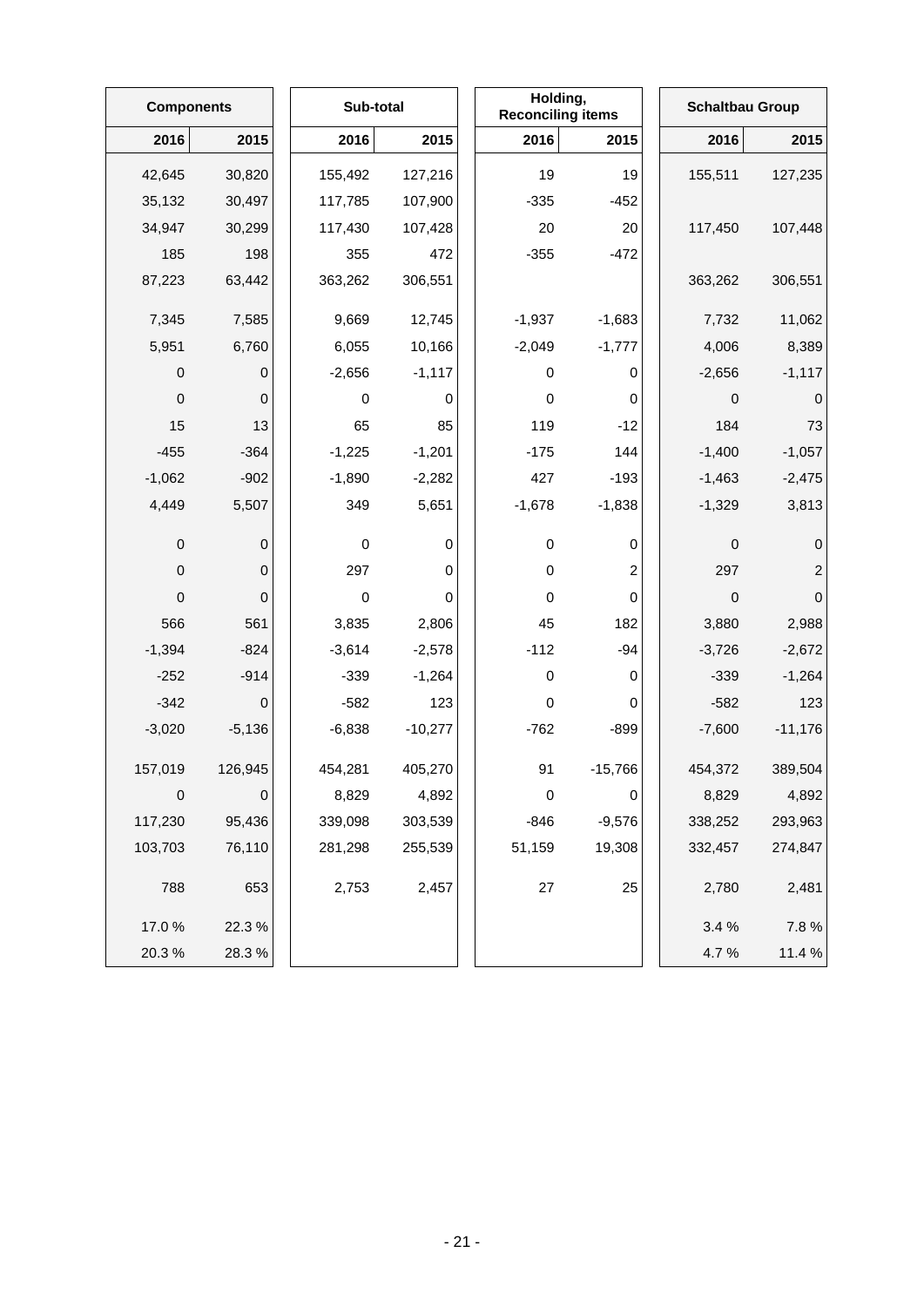| Components | | Sub-total | | Holding, Reconciling items | | Schaltbau Group | |
|---|---|---|---|---|---|---|---|
| 2016 | 2015 | 2016 | 2015 | 2016 | 2015 | 2016 | 2015 |
| 42,645 | 30,820 | 155,492 | 127,216 | 19 | 19 | 155,511 | 127,235 |
| 35,132 | 30,497 | 117,785 | 107,900 | -335 | -452 | | |
| 34,947 | 30,299 | 117,430 | 107,428 | 20 | 20 | 117,450 | 107,448 |
| 185 | 198 | 355 | 472 | -355 | -472 | | |
| 87,223 | 63,442 | 363,262 | 306,551 | | | 363,262 | 306,551 |
| 7,345 | 7,585 | 9,669 | 12,745 | -1,937 | -1,683 | 7,732 | 11,062 |
| 5,951 | 6,760 | 6,055 | 10,166 | -2,049 | -1,777 | 4,006 | 8,389 |
| 0 | 0 | -2,656 | -1,117 | 0 | 0 | -2,656 | -1,117 |
| 0 | 0 | 0 | 0 | 0 | 0 | 0 | 0 |
| 15 | 13 | 65 | 85 | 119 | -12 | 184 | 73 |
| -455 | -364 | -1,225 | -1,201 | -175 | 144 | -1,400 | -1,057 |
| -1,062 | -902 | -1,890 | -2,282 | 427 | -193 | -1,463 | -2,475 |
| 4,449 | 5,507 | 349 | 5,651 | -1,678 | -1,838 | -1,329 | 3,813 |
| 0 | 0 | 0 | 0 | 0 | 0 | 0 | 0 |
| 0 | 0 | 297 | 0 | 0 | 2 | 297 | 2 |
| 0 | 0 | 0 | 0 | 0 | 0 | 0 | 0 |
| 566 | 561 | 3,835 | 2,806 | 45 | 182 | 3,880 | 2,988 |
| -1,394 | -824 | -3,614 | -2,578 | -112 | -94 | -3,726 | -2,672 |
| -252 | -914 | -339 | -1,264 | 0 | 0 | -339 | -1,264 |
| -342 | 0 | -582 | 123 | 0 | 0 | -582 | 123 |
| -3,020 | -5,136 | -6,838 | -10,277 | -762 | -899 | -7,600 | -11,176 |
| 157,019 | 126,945 | 454,281 | 405,270 | 91 | -15,766 | 454,372 | 389,504 |
| 0 | 0 | 8,829 | 4,892 | 0 | 0 | 8,829 | 4,892 |
| 117,230 | 95,436 | 339,098 | 303,539 | -846 | -9,576 | 338,252 | 293,963 |
| 103,703 | 76,110 | 281,298 | 255,539 | 51,159 | 19,308 | 332,457 | 274,847 |
| 788 | 653 | 2,753 | 2,457 | 27 | 25 | 2,780 | 2,481 |
| 17.0 % | 22.3 % | | | | | 3.4 % | 7.8 % |
| 20.3 % | 28.3 % | | | | | 4.7 % | 11.4 % |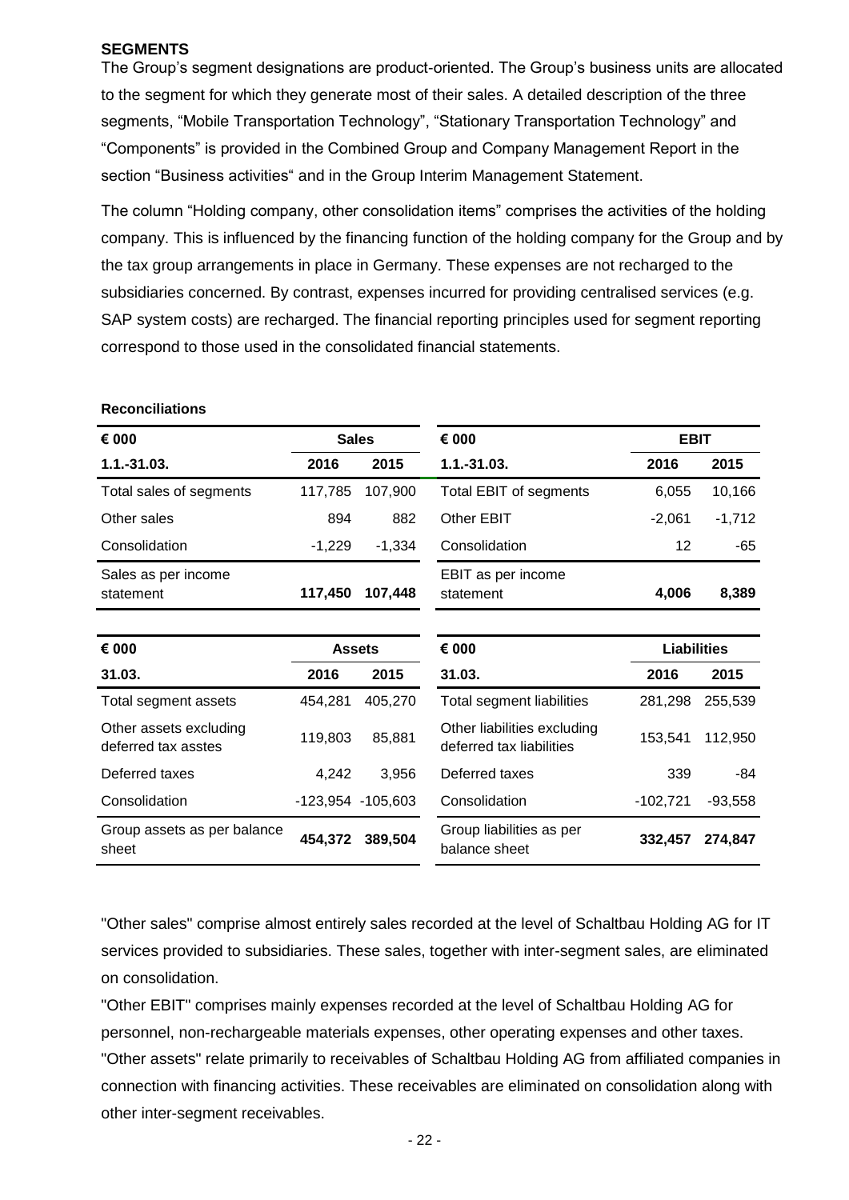**SEGMENTS**

The Group's segment designations are product-oriented. The Group's business units are allocated to the segment for which they generate most of their sales. A detailed description of the three segments, "Mobile Transportation Technology", "Stationary Transportation Technology" and "Components" is provided in the Combined Group and Company Management Report in the section "Business activities" and in the Group Interim Management Statement.

The column "Holding company, other consolidation items" comprises the activities of the holding company. This is influenced by the financing function of the holding company for the Group and by the tax group arrangements in place in Germany. These expenses are not recharged to the subsidiaries concerned. By contrast, expenses incurred for providing centralised services (e.g. SAP system costs) are recharged. The financial reporting principles used for segment reporting correspond to those used in the consolidated financial statements.

**Reconciliations**

| € 000 | Sales | |
|---|---|---|
| 1.1.-31.03. | 2016 | 2015 |
| Total sales of segments | 117,785 | 107,900 |
| Other sales | 894 | 882 |
| Consolidation | -1,229 | -1,334 |
| Sales as per income statement | **117,450** | **107,448** |

| € 000 | EBIT | |
|---|---|---|
| 1.1.-31.03. | 2016 | 2015 |
| Total EBIT of segments | 6,055 | 10,166 |
| Other EBIT | -2,061 | -1,712 |
| Consolidation | 12 | -65 |
| EBIT as per income statement | **4,006** | **8,389** |

| € 000 | Assets | |
|---|---|---|
| 31.03. | 2016 | 2015 |
| Total segment assets | 454,281 | 405,270 |
| Other assets excluding deferred tax asstes | 119,803 | 85,881 |
| Deferred taxes | 4,242 | 3,956 |
| Consolidation | -123,954 | -105,603 |
| Group assets as per balance sheet | **454,372** | **389,504** |

| € 000 | Liabilities | |
|---|---|---|
| 31.03. | 2016 | 2015 |
| Total segment liabilities | 281,298 | 255,539 |
| Other liabilities excluding deferred tax liabilities | 153,541 | 112,950 |
| Deferred taxes | 339 | -84 |
| Consolidation | -102,721 | -93,558 |
| Group liabilities as per balance sheet | **332,457** | **274,847** |

"Other sales" comprise almost entirely sales recorded at the level of Schaltbau Holding AG for IT services provided to subsidiaries. These sales, together with inter-segment sales, are eliminated on consolidation.

"Other EBIT" comprises mainly expenses recorded at the level of Schaltbau Holding AG for personnel, non-rechargeable materials expenses, other operating expenses and other taxes.

"Other assets" relate primarily to receivables of Schaltbau Holding AG from affiliated companies in connection with financing activities. These receivables are eliminated on consolidation along with other inter-segment receivables.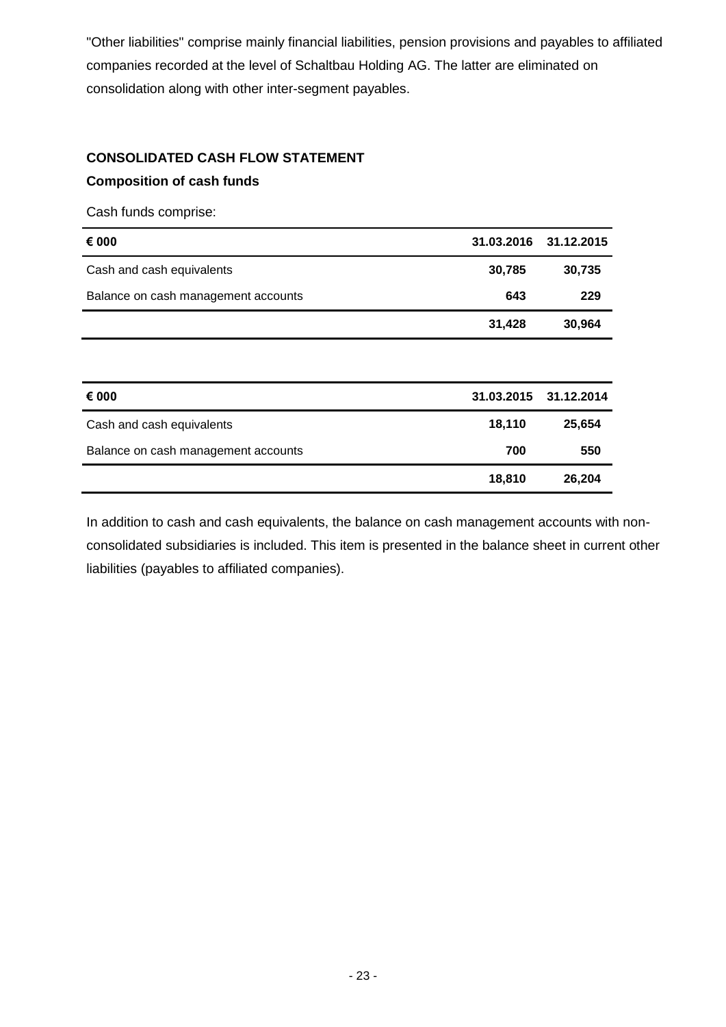"Other liabilities" comprise mainly financial liabilities, pension provisions and payables to affiliated companies recorded at the level of Schaltbau Holding AG. The latter are eliminated on consolidation along with other inter-segment payables.

## CONSOLIDATED CASH FLOW STATEMENT

### Composition of cash funds

Cash funds comprise:

| € 000 | 31.03.2016 | 31.12.2015 |
|---|---|---|
| Cash and cash equivalents | 30,785 | 30,735 |
| Balance on cash management accounts | 643 | 229 |
| | **31,428** | **30,964** |

| € 000 | 31.03.2015 | 31.12.2014 |
|---|---|---|
| Cash and cash equivalents | 18,110 | 25,654 |
| Balance on cash management accounts | 700 | 550 |
| | **18,810** | **26,204** |

In addition to cash and cash equivalents, the balance on cash management accounts with non-consolidated subsidiaries is included. This item is presented in the balance sheet in current other liabilities (payables to affiliated companies).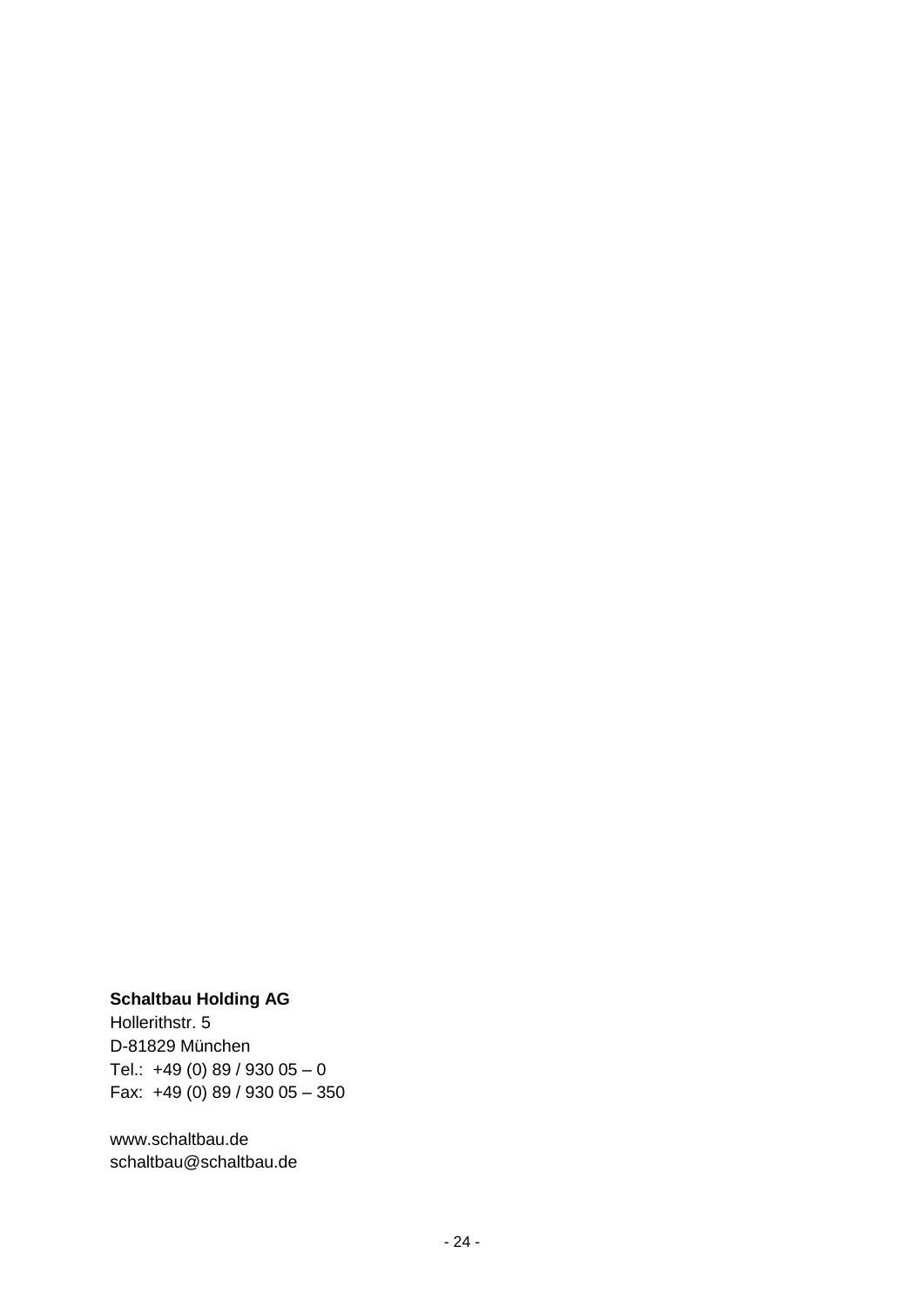**Schaltbau Holding AG**
Hollerithstr. 5
D-81829 München
Tel.: +49 (0) 89 / 930 05 – 0
Fax: +49 (0) 89 / 930 05 – 350

www.schaltbau.de
schaltbau@schaltbau.de